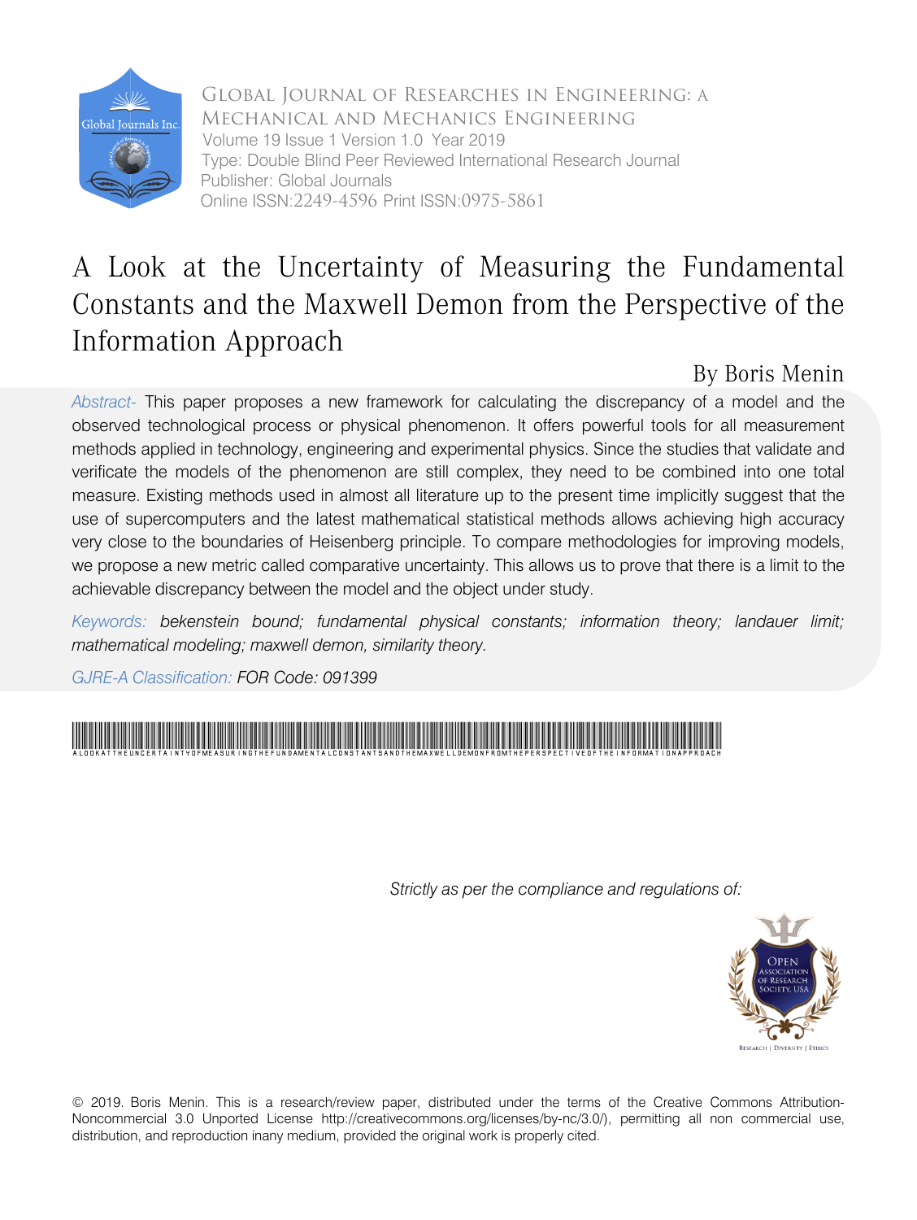Global Journal of Researches in Engineering: A Mechanical and Mechanics Engineering
Volume 19 Issue 1 Version 1.0 Year 2019
Type: Double Blind Peer Reviewed International Research Journal
Publisher: Global Journals
Online ISSN:2249-4596 Print ISSN:0975-5861

# A Look at the Uncertainty of Measuring the Fundamental Constants and the Maxwell Demon from the Perspective of the Information Approach

By Boris Menin

*Abstract-* This paper proposes a new framework for calculating the discrepancy of a model and the observed technological process or physical phenomenon. It offers powerful tools for all measurement methods applied in technology, engineering and experimental physics. Since the studies that validate and verificate the models of the phenomenon are still complex, they need to be combined into one total measure. Existing methods used in almost all literature up to the present time implicitly suggest that the use of supercomputers and the latest mathematical statistical methods allows achieving high accuracy very close to the boundaries of Heisenberg principle. To compare methodologies for improving models, we propose a new metric called comparative uncertainty. This allows us to prove that there is a limit to the achievable discrepancy between the model and the object under study.

*Keywords: bekenstein bound; fundamental physical constants; information theory; landauer limit; mathematical modeling; maxwell demon, similarity theory.*

*GJRE-A Classification: FOR Code: 091399*

*Strictly as per the compliance and regulations of:*

© 2019. Boris Menin. This is a research/review paper, distributed under the terms of the Creative Commons Attribution-Noncommercial 3.0 Unported License http://creativecommons.org/licenses/by-nc/3.0/), permitting all non commercial use, distribution, and reproduction inany medium, provided the original work is properly cited.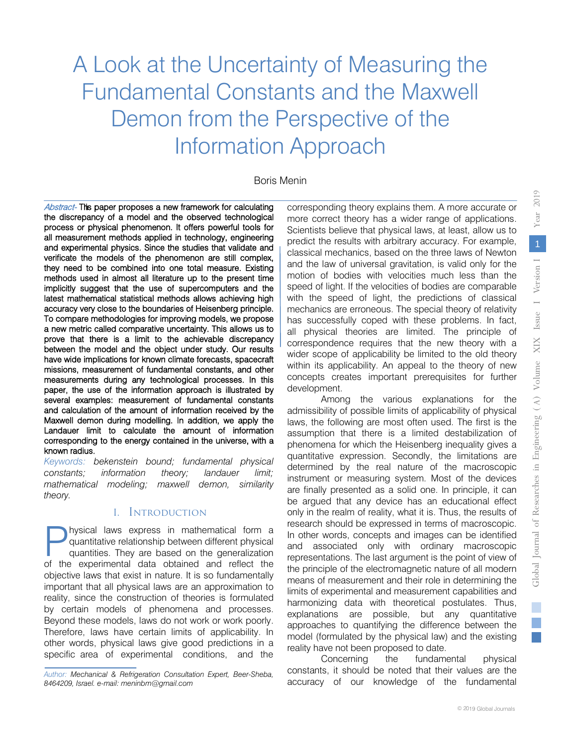# A Look at the Uncertainty of Measuring the Fundamental Constants and the Maxwell Demon from the Perspective of the Information Approach

Boris Menin

*Abstract-* This paper proposes a new framework for calculating the discrepancy of a model and the observed technological process or physical phenomenon. It offers powerful tools for all measurement methods applied in technology, engineering and experimental physics. Since the studies that validate and verificate the models of the phenomenon are still complex, they need to be combined into one total measure. Existing methods used in almost all literature up to the present time implicitly suggest that the use of supercomputers and the latest mathematical statistical methods allows achieving high accuracy very close to the boundaries of Heisenberg principle. To compare methodologies for improving models, we propose a new metric called comparative uncertainty. This allows us to prove that there is a limit to the achievable discrepancy between the model and the object under study. Our results have wide implications for known climate forecasts, spacecraft missions, measurement of fundamental constants, and other measurements during any technological processes. In this paper, the use of the information approach is illustrated by several examples: measurement of fundamental constants and calculation of the amount of information received by the Maxwell demon during modelling. In addition, we apply the Landauer limit to calculate the amount of information corresponding to the energy contained in the universe, with a known radius.

*Keywords: bekenstein bound; fundamental physical constants; information theory; landauer limit; mathematical modeling; maxwell demon, similarity theory.*

## I. Introduction

Physical laws express in mathematical form a quantitative relationship between different physical quantities. They are based on the generalization of the experimental data obtained and reflect the objective laws that exist in nature. It is so fundamentally important that all physical laws are an approximation to reality, since the construction of theories is formulated by certain models of phenomena and processes. Beyond these models, laws do not work or work poorly. Therefore, laws have certain limits of applicability. In other words, physical laws give good predictions in a specific area of experimental conditions, and the corresponding theory explains them. A more accurate or more correct theory has a wider range of applications. Scientists believe that physical laws, at least, allow us to predict the results with arbitrary accuracy. For example, classical mechanics, based on the three laws of Newton and the law of universal gravitation, is valid only for the motion of bodies with velocities much less than the speed of light. If the velocities of bodies are comparable with the speed of light, the predictions of classical mechanics are erroneous. The special theory of relativity has successfully coped with these problems. In fact, all physical theories are limited. The principle of correspondence requires that the new theory with a wider scope of applicability be limited to the old theory within its applicability. An appeal to the theory of new concepts creates important prerequisites for further development.

Among the various explanations for the admissibility of possible limits of applicability of physical laws, the following are most often used. The first is the assumption that there is a limited destabilization of phenomena for which the Heisenberg inequality gives a quantitative expression. Secondly, the limitations are determined by the real nature of the macroscopic instrument or measuring system. Most of the devices are finally presented as a solid one. In principle, it can be argued that any device has an educational effect only in the realm of reality, what it is. Thus, the results of research should be expressed in terms of macroscopic. In other words, concepts and images can be identified and associated only with ordinary macroscopic representations. The last argument is the point of view of the principle of the electromagnetic nature of all modern means of measurement and their role in determining the limits of experimental and measurement capabilities and harmonizing data with theoretical postulates. Thus, explanations are possible, but any quantitative approaches to quantifying the difference between the model (formulated by the physical law) and the existing reality have not been proposed to date.

Concerning the fundamental physical constants, it should be noted that their values are the accuracy of our knowledge of the fundamental

*Author: Mechanical & Refrigeration Consultation Expert, Beer-Sheba, 8464209, Israel. e-mail: meninbm@gmail.com*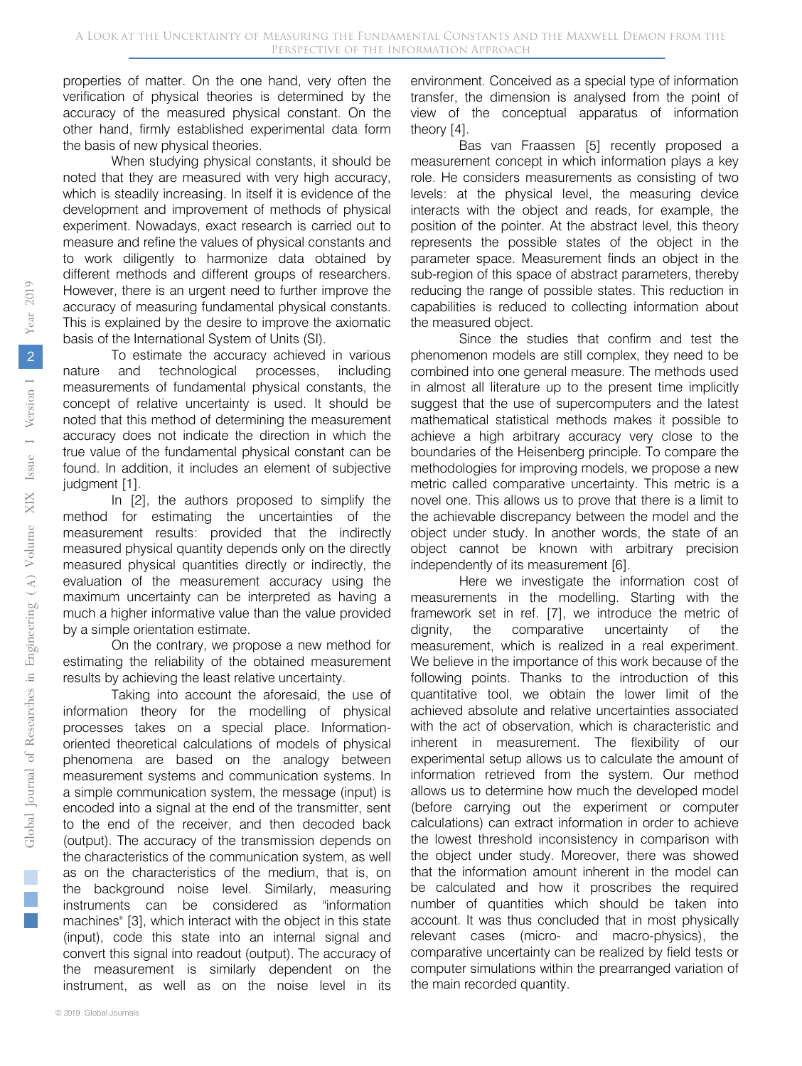properties of matter. On the one hand, very often the verification of physical theories is determined by the accuracy of the measured physical constant. On the other hand, firmly established experimental data form the basis of new physical theories.

When studying physical constants, it should be noted that they are measured with very high accuracy, which is steadily increasing. In itself it is evidence of the development and improvement of methods of physical experiment. Nowadays, exact research is carried out to measure and refine the values of physical constants and to work diligently to harmonize data obtained by different methods and different groups of researchers. However, there is an urgent need to further improve the accuracy of measuring fundamental physical constants. This is explained by the desire to improve the axiomatic basis of the International System of Units (SI).

To estimate the accuracy achieved in various nature and technological processes, including measurements of fundamental physical constants, the concept of relative uncertainty is used. It should be noted that this method of determining the measurement accuracy does not indicate the direction in which the true value of the fundamental physical constant can be found. In addition, it includes an element of subjective judgment [1].

In [2], the authors proposed to simplify the method for estimating the uncertainties of the measurement results: provided that the indirectly measured physical quantity depends only on the directly measured physical quantities directly or indirectly, the evaluation of the measurement accuracy using the maximum uncertainty can be interpreted as having a much a higher informative value than the value provided by a simple orientation estimate.

On the contrary, we propose a new method for estimating the reliability of the obtained measurement results by achieving the least relative uncertainty.

Taking into account the aforesaid, the use of information theory for the modelling of physical processes takes on a special place. Information-oriented theoretical calculations of models of physical phenomena are based on the analogy between measurement systems and communication systems. In a simple communication system, the message (input) is encoded into a signal at the end of the transmitter, sent to the end of the receiver, and then decoded back (output). The accuracy of the transmission depends on the characteristics of the communication system, as well as on the characteristics of the medium, that is, on the background noise level. Similarly, measuring instruments can be considered as "information machines" [3], which interact with the object in this state (input), code this state into an internal signal and convert this signal into readout (output). The accuracy of the measurement is similarly dependent on the instrument, as well as on the noise level in its environment. Conceived as a special type of information transfer, the dimension is analysed from the point of view of the conceptual apparatus of information theory [4].

Bas van Fraassen [5] recently proposed a measurement concept in which information plays a key role. He considers measurements as consisting of two levels: at the physical level, the measuring device interacts with the object and reads, for example, the position of the pointer. At the abstract level, this theory represents the possible states of the object in the parameter space. Measurement finds an object in the sub-region of this space of abstract parameters, thereby reducing the range of possible states. This reduction in capabilities is reduced to collecting information about the measured object.

Since the studies that confirm and test the phenomenon models are still complex, they need to be combined into one general measure. The methods used in almost all literature up to the present time implicitly suggest that the use of supercomputers and the latest mathematical statistical methods makes it possible to achieve a high arbitrary accuracy very close to the boundaries of the Heisenberg principle. To compare the methodologies for improving models, we propose a new metric called comparative uncertainty. This metric is a novel one. This allows us to prove that there is a limit to the achievable discrepancy between the model and the object under study. In another words, the state of an object cannot be known with arbitrary precision independently of its measurement [6].

Here we investigate the information cost of measurements in the modelling. Starting with the framework set in ref. [7], we introduce the metric of dignity, the comparative uncertainty of the measurement, which is realized in a real experiment. We believe in the importance of this work because of the following points. Thanks to the introduction of this quantitative tool, we obtain the lower limit of the achieved absolute and relative uncertainties associated with the act of observation, which is characteristic and inherent in measurement. The flexibility of our experimental setup allows us to calculate the amount of information retrieved from the system. Our method allows us to determine how much the developed model (before carrying out the experiment or computer calculations) can extract information in order to achieve the lowest threshold inconsistency in comparison with the object under study. Moreover, there was showed that the information amount inherent in the model can be calculated and how it proscribes the required number of quantities which should be taken into account. It was thus concluded that in most physically relevant cases (micro- and macro-physics), the comparative uncertainty can be realized by field tests or computer simulations within the prearranged variation of the main recorded quantity.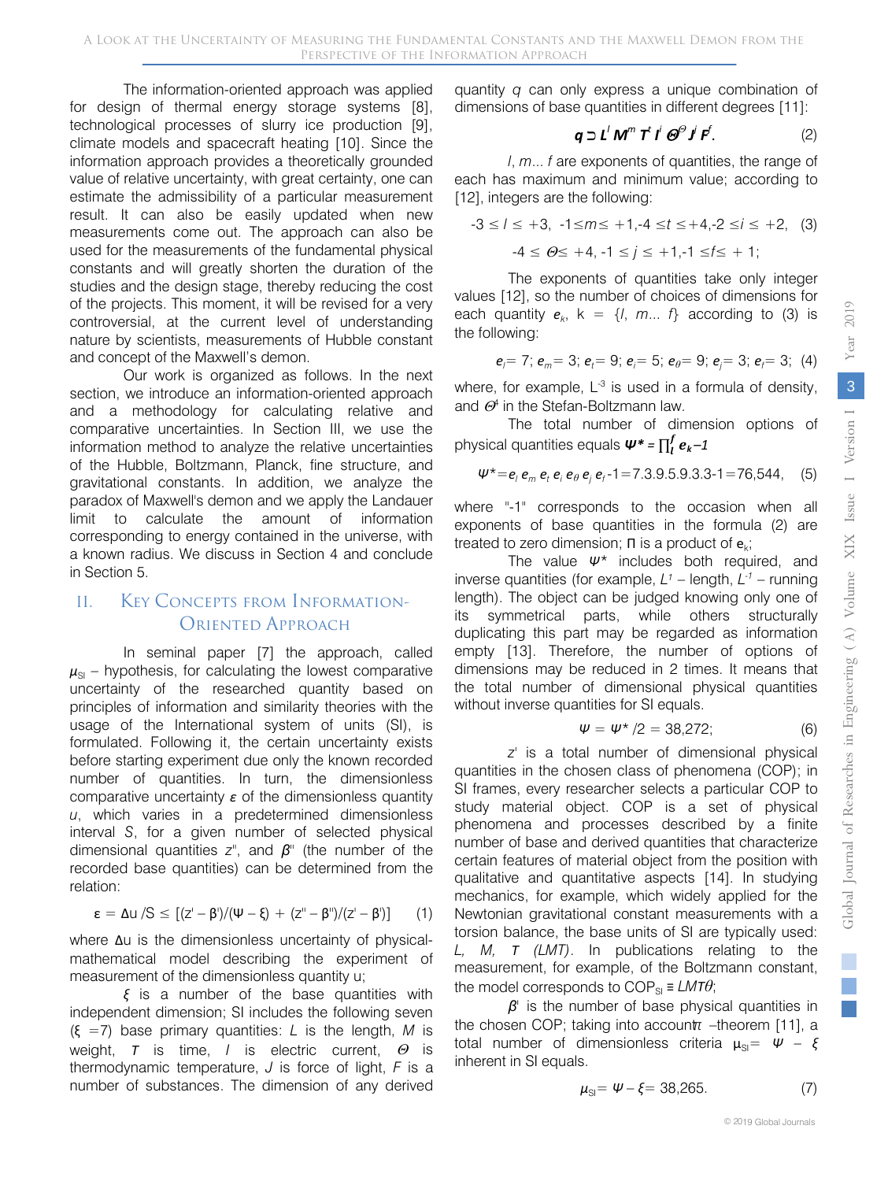The information-oriented approach was applied for design of thermal energy storage systems [8], technological processes of slurry ice production [9], climate models and spacecraft heating [10]. Since the information approach provides a theoretically grounded value of relative uncertainty, with great certainty, one can estimate the admissibility of a particular measurement result. It can also be easily updated when new measurements come out. The approach can also be used for the measurements of the fundamental physical constants and will greatly shorten the duration of the studies and the design stage, thereby reducing the cost of the projects. This moment, it will be revised for a very controversial, at the current level of understanding nature by scientists, measurements of Hubble constant and concept of the Maxwell's demon.

Our work is organized as follows. In the next section, we introduce an information-oriented approach and a methodology for calculating relative and comparative uncertainties. In Section III, we use the information method to analyze the relative uncertainties of the Hubble, Boltzmann, Planck, fine structure, and gravitational constants. In addition, we analyze the paradox of Maxwell's demon and we apply the Landauer limit to calculate the amount of information corresponding to energy contained in the universe, with a known radius. We discuss in Section 4 and conclude in Section 5.

## II. Key Concepts from Information-Oriented Approach

In seminal paper [7] the approach, called $\mu_{SI}$ – hypothesis, for calculating the lowest comparative uncertainty of the researched quantity based on principles of information and similarity theories with the usage of the International system of units (SI), is formulated. Following it, the certain uncertainty exists before starting experiment due only the known recorded number of quantities. In turn, the dimensionless comparative uncertainty $\varepsilon$ of the dimensionless quantity $u$, which varies in a predetermined dimensionless interval $S$, for a given number of selected physical dimensional quantities $z''$, and $\beta''$ (the number of the recorded base quantities) can be determined from the relation:

$$\varepsilon = \Delta u / S \leq [(z' - \beta')/(\Psi - \xi) + (z'' - \beta'')/(z' - \beta')] \quad (1)$$

where $\Delta u$ is the dimensionless uncertainty of physical-mathematical model describing the experiment of measurement of the dimensionless quantity u;

$\xi$ is a number of the base quantities with independent dimension; SI includes the following seven ($\xi = 7$) base primary quantities: $L$ is the length, $M$ is weight, $T$ is time, $I$ is electric current, $\Theta$ is thermodynamic temperature, $J$ is force of light, $F$ is a number of substances. The dimension of any derived quantity $q$ can only express a unique combination of dimensions of base quantities in different degrees [11]:

$$q \supset L^l M^m T^t I^i \Theta^\Theta J^j F^f. \quad (2)$$

$l$, $m$... $f$ are exponents of quantities, the range of each has maximum and minimum value; according to [12], integers are the following:

$$-3 \leq l \leq +3,\ -1 \leq m \leq +1, -4 \leq t \leq +4, -2 \leq i \leq +2, \quad (3)$$

$$-4 \leq \Theta \leq +4,\ -1 \leq j \leq +1, -1 \leq f \leq +1;$$

The exponents of quantities take only integer values [12], so the number of choices of dimensions for each quantity $e_k$, k = {$l$, $m$... $f$} according to (3) is the following:

$$e_l = 7;\ e_m = 3;\ e_t = 9;\ e_i = 5;\ e_\theta = 9;\ e_j = 3;\ e_f = 3; \quad (4)$$

where, for example, $L^{-3}$ is used in a formula of density, and $\Theta^4$ in the Stefan-Boltzmann law.

The total number of dimension options of physical quantities equals $\Psi^* = \prod_l^f e_k - 1$

$$\Psi^* = e_l\, e_m\, e_t\, e_i\, e_\theta\, e_j\, e_f - 1 = 7.3.9.5.9.3.3 - 1 = 76{,}544, \quad (5)$$

where "-1" corresponds to the occasion when all exponents of base quantities in the formula (2) are treated to zero dimension; $\Pi$ is a product of $e_k$;

The value $\Psi^*$ includes both required, and inverse quantities (for example, $L^1$ – length, $L^{-1}$ – running length). The object can be judged knowing only one of its symmetrical parts, while others structurally duplicating this part may be regarded as information empty [13]. Therefore, the number of options of dimensions may be reduced in 2 times. It means that the total number of dimensional physical quantities without inverse quantities for SI equals.

$$\Psi = \Psi^* / 2 = 38{,}272; \quad (6)$$

$z'$ is a total number of dimensional physical quantities in the chosen class of phenomena (COP); in SI frames, every researcher selects a particular COP to study material object. COP is a set of physical phenomena and processes described by a finite number of base and derived quantities that characterize certain features of material object from the position with qualitative and quantitative aspects [14]. In studying mechanics, for example, which widely applied for the Newtonian gravitational constant measurements with a torsion balance, the base units of SI are typically used: *L, M, T (LMT)*. In publications relating to the measurement, for example, of the Boltzmann constant, the model corresponds to $COP_{SI} \equiv LMT\theta$;

$\beta'$ is the number of base physical quantities in the chosen COP; taking into account $\pi$ –theorem [11], a total number of dimensionless criteria $\mu_{SI} = \Psi - \xi$ inherent in SI equals.

$$\mu_{SI} = \Psi - \xi = 38{,}265. \quad (7)$$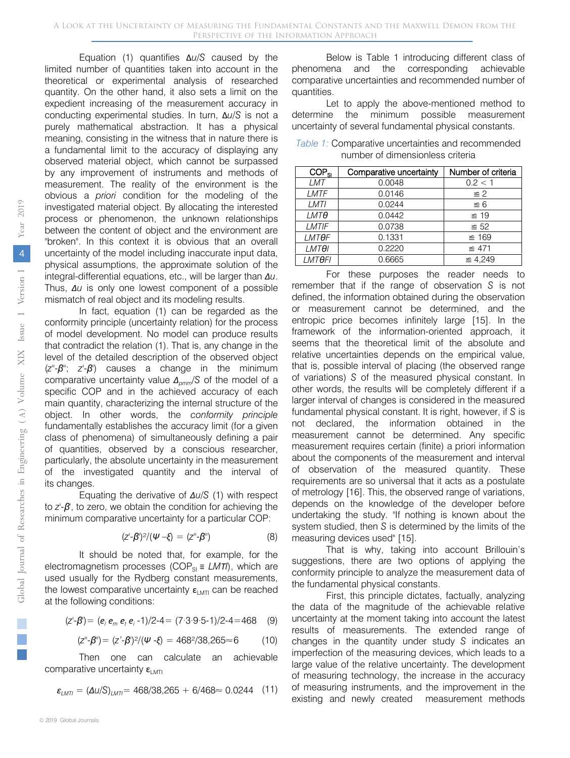Equation (1) quantifies $\Delta u/S$ caused by the limited number of quantities taken into account in the theoretical or experimental analysis of researched quantity. On the other hand, it also sets a limit on the expedient increasing of the measurement accuracy in conducting experimental studies. In turn, $\Delta u/S$ is not a purely mathematical abstraction. It has a physical meaning, consisting in the witness that in nature there is a fundamental limit to the accuracy of displaying any observed material object, which cannot be surpassed by any improvement of instruments and methods of measurement. The reality of the environment is the obvious a *priori* condition for the modeling of the investigated material object. By allocating the interested process or phenomenon, the unknown relationships between the content of object and the environment are "broken". In this context it is obvious that an overall uncertainty of the model including inaccurate input data, physical assumptions, the approximate solution of the integral-differential equations, etc., will be larger than $\Delta u$. Thus, $\Delta u$ is only one lowest component of a possible mismatch of real object and its modeling results.

In fact, equation (1) can be regarded as the conformity principle (uncertainty relation) for the process of model development. No model can produce results that contradict the relation (1). That is, any change in the level of the detailed description of the observed object ($z''$-$\beta''$; $z'$-$\beta'$) causes a change in the minimum comparative uncertainty value $\Delta_{pmm}/S$ of the model of a specific COP and in the achieved accuracy of each main quantity, characterizing the internal structure of the object. In other words, the *conformity principle* fundamentally establishes the accuracy limit (for a given class of phenomena) of simultaneously defining a pair of quantities, observed by a conscious researcher, particularly, the absolute uncertainty in the measurement of the investigated quantity and the interval of its changes.

Equating the derivative of $\Delta u/S$ (1) with respect to $z'$-$\beta'$, to zero, we obtain the condition for achieving the minimum comparative uncertainty for a particular COP:

$$(z'\text{-}\beta')^2/(\Psi - \xi) = (z''\text{-}\beta'') \tag{8}$$

It should be noted that, for example, for the electromagnetism processes ($COP_{SI} \equiv LMTI$), which are used usually for the Rydberg constant measurements, the lowest comparative uncertainty $\varepsilon_{LMTI}$ can be reached at the following conditions:

$$(z'\text{-}\beta') = (e_l\, e_m\, e_t\, e_i - 1)/2 - 4 = (7 \cdot 3 \cdot 9 \cdot 5 - 1)/2 - 4 = 468 \tag{9}$$

$$(z''\text{-}\beta'') = (z'\text{-}\beta')^2/(\Psi - \xi) = 468^2/38{,}265 \approx 6 \tag{10}$$

Then one can calculate an achievable comparative uncertainty $\varepsilon_{LMTI}$

$$\varepsilon_{LMTI} = (\Delta u/S)_{LMTI} = 468/38{,}265 + 6/468 \approx 0.0244 \tag{11}$$

Below is Table 1 introducing different class of phenomena and the corresponding achievable comparative uncertainties and recommended number of quantities.

Let to apply the above-mentioned method to determine the minimum possible measurement uncertainty of several fundamental physical constants.

*Table 1:* Comparative uncertainties and recommended number of dimensionless criteria

| $COP_{SI}$ | Comparative uncertainty | Number of criteria |
|---|---|---|
| *LMT* | 0.0048 | 0.2 < 1 |
| *LMTF* | 0.0146 | ≅ 2 |
| *LMTI* | 0.0244 | ≅ 6 |
| *LMTθ* | 0.0442 | ≅ 19 |
| *LMTIF* | 0.0738 | ≅ 52 |
| *LMTθF* | 0.1331 | ≅ 169 |
| *LMTθI* | 0.2220 | ≅ 471 |
| *LMTθFI* | 0.6665 | ≅ 4,249 |

For these purposes the reader needs to remember that if the range of observation $S$ is not defined, the information obtained during the observation or measurement cannot be determined, and the entropic price becomes infinitely large [15]. In the framework of the information-oriented approach, it seems that the theoretical limit of the absolute and relative uncertainties depends on the empirical value, that is, possible interval of placing (the observed range of variations) $S$ of the measured physical constant. In other words, the results will be completely different if a larger interval of changes is considered in the measured fundamental physical constant. It is right, however, if $S$ is not declared, the information obtained in the measurement cannot be determined. Any specific measurement requires certain (finite) a priori information about the components of the measurement and interval of observation of the measured quantity. These requirements are so universal that it acts as a postulate of metrology [16]. This, the observed range of variations, depends on the knowledge of the developer before undertaking the study. "If nothing is known about the system studied, then $S$ is determined by the limits of the measuring devices used" [15].

That is why, taking into account Brillouin's suggestions, there are two options of applying the conformity principle to analyze the measurement data of the fundamental physical constants.

First, this principle dictates, factually, analyzing the data of the magnitude of the achievable relative uncertainty at the moment taking into account the latest results of measurements. The extended range of changes in the quantity under study $S$ indicates an imperfection of the measuring devices, which leads to a large value of the relative uncertainty. The development of measuring technology, the increase in the accuracy of measuring instruments, and the improvement in the existing and newly created measurement methods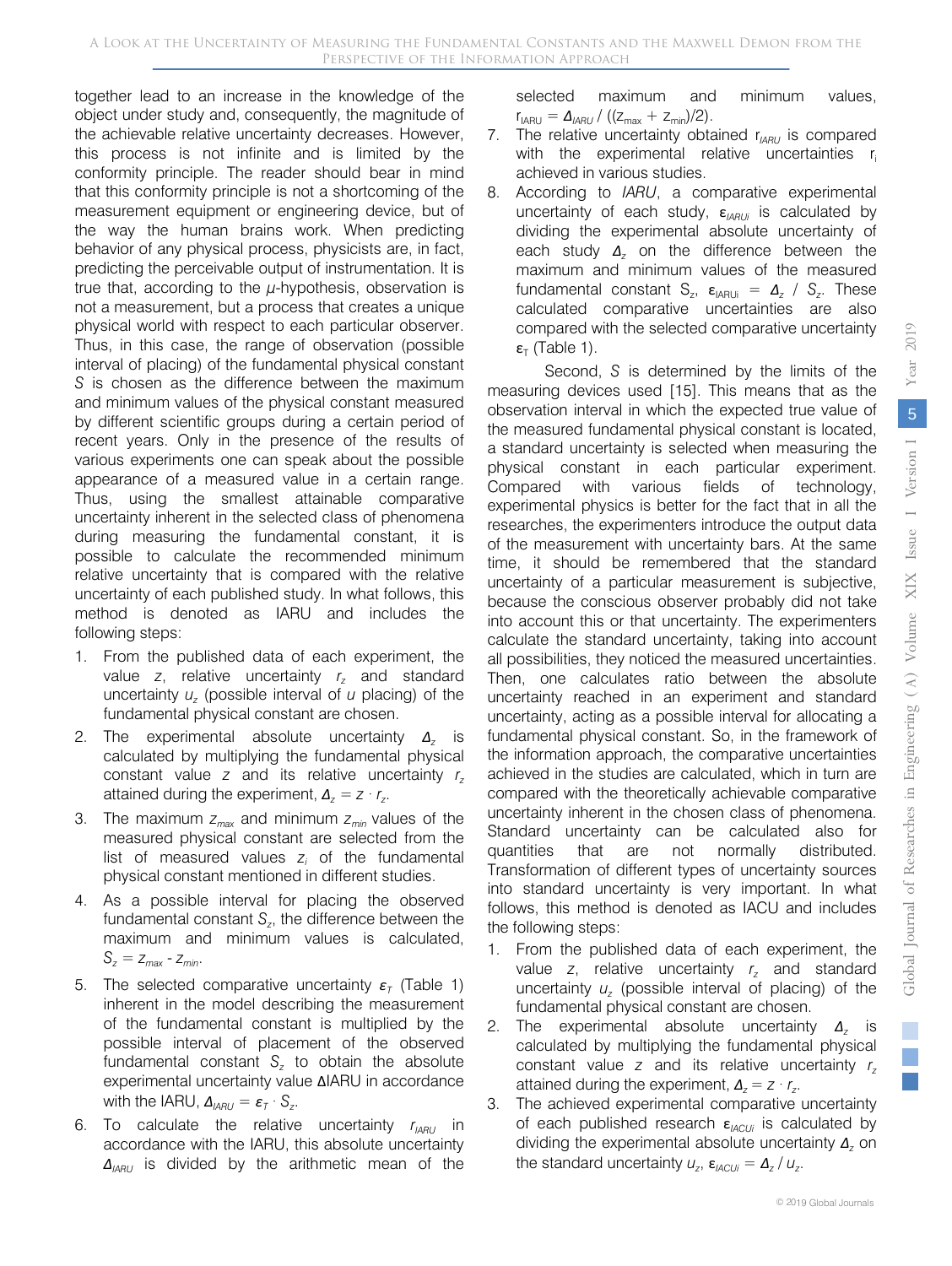together lead to an increase in the knowledge of the object under study and, consequently, the magnitude of the achievable relative uncertainty decreases. However, this process is not infinite and is limited by the conformity principle. The reader should bear in mind that this conformity principle is not a shortcoming of the measurement equipment or engineering device, but of the way the human brains work. When predicting behavior of any physical process, physicists are, in fact, predicting the perceivable output of instrumentation. It is true that, according to the $\mu$-hypothesis, observation is not a measurement, but a process that creates a unique physical world with respect to each particular observer. Thus, in this case, the range of observation (possible interval of placing) of the fundamental physical constant *S* is chosen as the difference between the maximum and minimum values of the physical constant measured by different scientific groups during a certain period of recent years. Only in the presence of the results of various experiments one can speak about the possible appearance of a measured value in a certain range. Thus, using the smallest attainable comparative uncertainty inherent in the selected class of phenomena during measuring the fundamental constant, it is possible to calculate the recommended minimum relative uncertainty that is compared with the relative uncertainty of each published study. In what follows, this method is denoted as IARU and includes the following steps:

1. From the published data of each experiment, the value *z*, relative uncertainty $r_z$ and standard uncertainty $u_z$ (possible interval of *u* placing) of the fundamental physical constant are chosen.
2. The experimental absolute uncertainty $\Delta_z$ is calculated by multiplying the fundamental physical constant value *z* and its relative uncertainty $r_z$ attained during the experiment, $\Delta_z = z \cdot r_z$.
3. The maximum $z_{max}$ and minimum $z_{min}$ values of the measured physical constant are selected from the list of measured values $z_i$ of the fundamental physical constant mentioned in different studies.
4. As a possible interval for placing the observed fundamental constant $S_z$, the difference between the maximum and minimum values is calculated, $S_z = z_{max} - z_{min}$.
5. The selected comparative uncertainty $\varepsilon_T$ (Table 1) inherent in the model describing the measurement of the fundamental constant is multiplied by the possible interval of placement of the observed fundamental constant $S_z$ to obtain the absolute experimental uncertainty value ΔIARU in accordance with the IARU, $\Delta_{IARU} = \varepsilon_T \cdot S_z$.
6. To calculate the relative uncertainty $r_{IARU}$ in accordance with the IARU, this absolute uncertainty $\Delta_{IARU}$ is divided by the arithmetic mean of the selected maximum and minimum values, $r_{IARU} = \Delta_{IARU} / ((z_{max} + z_{min})/2)$.
7. The relative uncertainty obtained $r_{IARU}$ is compared with the experimental relative uncertainties $r_i$ achieved in various studies.
8. According to *IARU*, a comparative experimental uncertainty of each study, $\varepsilon_{IARUi}$ is calculated by dividing the experimental absolute uncertainty of each study $\Delta_z$ on the difference between the maximum and minimum values of the measured fundamental constant $S_z$, $\varepsilon_{IARUi} = \Delta_z / S_z$. These calculated comparative uncertainties are also compared with the selected comparative uncertainty $\varepsilon_T$ (Table 1).

Second, *S* is determined by the limits of the measuring devices used [15]. This means that as the observation interval in which the expected true value of the measured fundamental physical constant is located, a standard uncertainty is selected when measuring the physical constant in each particular experiment. Compared with various fields of technology, experimental physics is better for the fact that in all the researches, the experimenters introduce the output data of the measurement with uncertainty bars. At the same time, it should be remembered that the standard uncertainty of a particular measurement is subjective, because the conscious observer probably did not take into account this or that uncertainty. The experimenters calculate the standard uncertainty, taking into account all possibilities, they noticed the measured uncertainties. Then, one calculates ratio between the absolute uncertainty reached in an experiment and standard uncertainty, acting as a possible interval for allocating a fundamental physical constant. So, in the framework of the information approach, the comparative uncertainties achieved in the studies are calculated, which in turn are compared with the theoretically achievable comparative uncertainty inherent in the chosen class of phenomena. Standard uncertainty can be calculated also for quantities that are not normally distributed. Transformation of different types of uncertainty sources into standard uncertainty is very important. In what follows, this method is denoted as IACU and includes the following steps:

1. From the published data of each experiment, the value *z*, relative uncertainty $r_z$ and standard uncertainty $u_z$ (possible interval of placing) of the fundamental physical constant are chosen.
2. The experimental absolute uncertainty $\Delta_z$ is calculated by multiplying the fundamental physical constant value *z* and its relative uncertainty $r_z$ attained during the experiment, $\Delta_z = z \cdot r_z$.
3. The achieved experimental comparative uncertainty of each published research $\varepsilon_{IACUi}$ is calculated by dividing the experimental absolute uncertainty $\Delta_z$ on the standard uncertainty $u_z$, $\varepsilon_{IACUi} = \Delta_z / u_z$.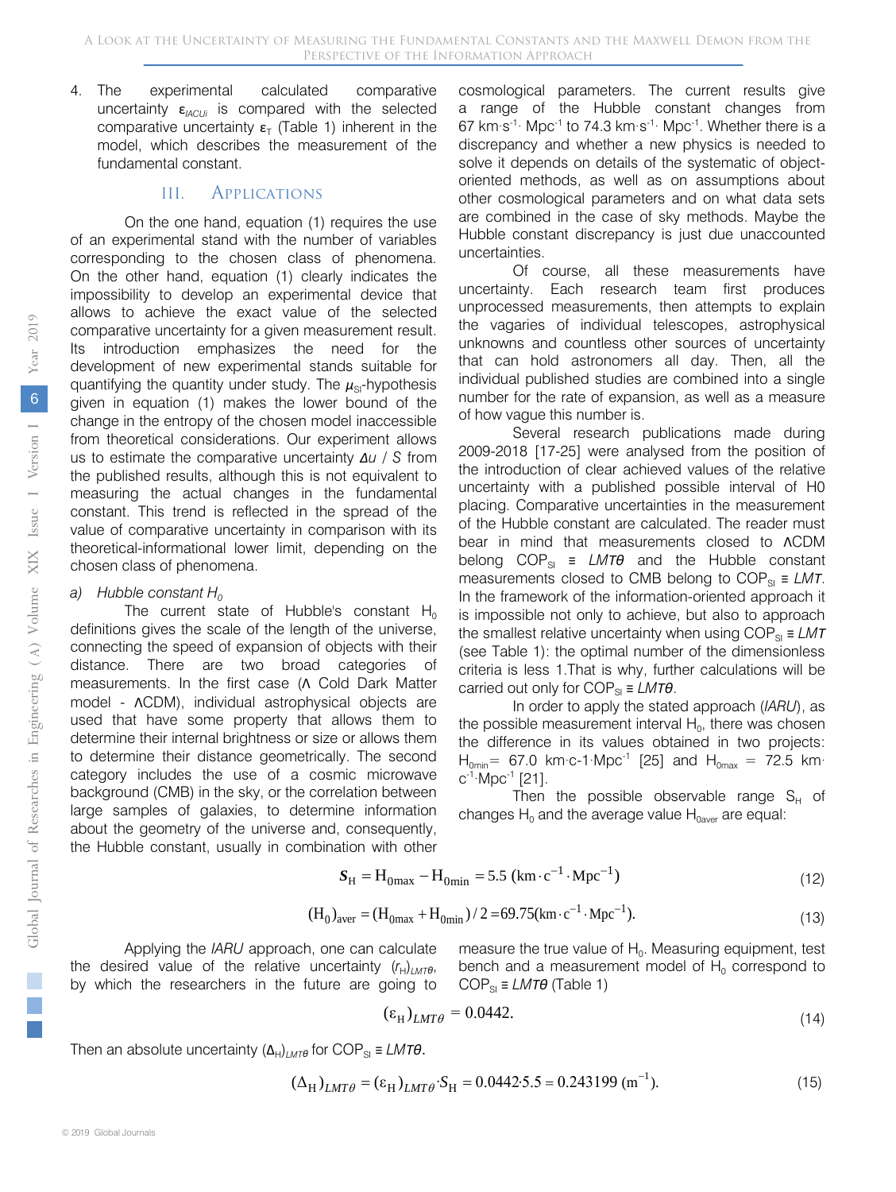4. The experimental calculated comparative uncertainty $\varepsilon_{IACUi}$ is compared with the selected comparative uncertainty $\varepsilon_T$ (Table 1) inherent in the model, which describes the measurement of the fundamental constant.

## III. Applications

On the one hand, equation (1) requires the use of an experimental stand with the number of variables corresponding to the chosen class of phenomena. On the other hand, equation (1) clearly indicates the impossibility to develop an experimental device that allows to achieve the exact value of the selected comparative uncertainty for a given measurement result. Its introduction emphasizes the need for the development of new experimental stands suitable for quantifying the quantity under study. The $\mu_{SI}$-hypothesis given in equation (1) makes the lower bound of the change in the entropy of the chosen model inaccessible from theoretical considerations. Our experiment allows us to estimate the comparative uncertainty $\Delta u$ / $S$ from the published results, although this is not equivalent to measuring the actual changes in the fundamental constant. This trend is reflected in the spread of the value of comparative uncertainty in comparison with its theoretical-informational lower limit, depending on the chosen class of phenomena.

*a) Hubble constant $H_0$*

The current state of Hubble's constant $H_0$ definitions gives the scale of the length of the universe, connecting the speed of expansion of objects with their distance. There are two broad categories of measurements. In the first case (Λ Cold Dark Matter model - ΛCDM), individual astrophysical objects are used that have some property that allows them to determine their internal brightness or size or allows them to determine their distance geometrically. The second category includes the use of a cosmic microwave background (CMB) in the sky, or the correlation between large samples of galaxies, to determine information about the geometry of the universe and, consequently, the Hubble constant, usually in combination with other cosmological parameters. The current results give a range of the Hubble constant changes from 67 km·s$^{-1}$· Mpc$^{-1}$ to 74.3 km·s$^{-1}$· Mpc$^{-1}$. Whether there is a discrepancy and whether a new physics is needed to solve it depends on details of the systematic of object-oriented methods, as well as on assumptions about other cosmological parameters and on what data sets are combined in the case of sky methods. Maybe the Hubble constant discrepancy is just due unaccounted uncertainties.

Of course, all these measurements have uncertainty. Each research team first produces unprocessed measurements, then attempts to explain the vagaries of individual telescopes, astrophysical unknowns and countless other sources of uncertainty that can hold astronomers all day. Then, all the individual published studies are combined into a single number for the rate of expansion, as well as a measure of how vague this number is.

Several research publications made during 2009-2018 [17-25] were analysed from the position of the introduction of clear achieved values of the relative uncertainty with a published possible interval of H0 placing. Comparative uncertainties in the measurement of the Hubble constant are calculated. The reader must bear in mind that measurements closed to ΛCDM belong $COP_{SI} \equiv LMT\theta$ and the Hubble constant measurements closed to CMB belong to $COP_{SI} \equiv LMT$. In the framework of the information-oriented approach it is impossible not only to achieve, but also to approach the smallest relative uncertainty when using $COP_{SI} \equiv LMT$ (see Table 1): the optimal number of the dimensionless criteria is less 1.That is why, further calculations will be carried out only for $COP_{SI} \equiv LMT\theta$.

In order to apply the stated approach (*IARU*), as the possible measurement interval $H_0$, there was chosen the difference in its values obtained in two projects: $H_{0min}$= 67.0 km·c-1·Mpc$^{-1}$ [25] and $H_{0max}$ = 72.5 km·c$^{-1}$·Mpc$^{-1}$ [21].

Then the possible observable range $S_H$ of changes $H_0$ and the average value $H_{0aver}$ are equal:

$$\boldsymbol{S}_{\mathrm{H}} = \mathrm{H}_{0\max} - \mathrm{H}_{0\min} = 5.5\ (\mathrm{km}\cdot\mathrm{c}^{-1}\cdot\mathrm{Mpc}^{-1}) \tag{12}$$

$$(\mathrm{H}_0)_{\mathrm{aver}} = (\mathrm{H}_{0\max} + \mathrm{H}_{0\min})/2 = 69.75 (\mathrm{km}\cdot\mathrm{c}^{-1}\cdot\mathrm{Mpc}^{-1}). \tag{13}$$

Applying the *IARU* approach, one can calculate the desired value of the relative uncertainty $(r_H)_{LMT\theta}$, by which the researchers in the future are going to measure the true value of $H_0$. Measuring equipment, test bench and a measurement model of $H_0$ correspond to $COP_{SI} \equiv LMT\theta$ (Table 1)

$$(\varepsilon_{\mathrm{H}})_{LMT\theta} = 0.0442. \tag{14}$$

Then an absolute uncertainty $(\Delta_H)_{LMT\theta}$ for $COP_{SI} \equiv LMT\theta$.

$$(\Delta_{\mathrm{H}})_{LMT\theta} = (\varepsilon_{\mathrm{H}})_{LMT\theta}\cdot S_{\mathrm{H}} = 0.0442\cdot 5.5 = 0.243199\ (\mathrm{m}^{-1}). \tag{15}$$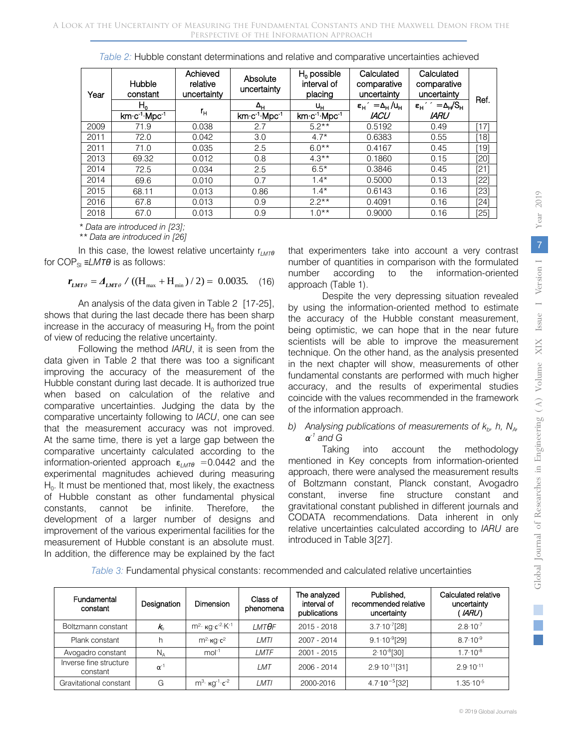*Table 2:* Hubble constant determinations and relative and comparative uncertainties achieved

| Year | Hubble constant | Achieved relative uncertainty | Absolute uncertainty | $H_0$ possible interval of placing | Calculated comparative uncertainty | Calculated comparative uncertainty | Ref. |
|---|---|---|---|---|---|---|---|
| | $H_0$ | $r_H$ | $\Delta_H$ | $u_H$ | $\varepsilon_H' = \Delta_H / u_H$ | $\varepsilon_H'' = \Delta_H / S_H$ | |
| | $km \cdot c^{-1} \cdot Mpc^{-1}$ | | $km \cdot c^{-1} \cdot Mpc^{-1}$ | $km \cdot c^{-1} \cdot Mpc^{-1}$ | *IACU* | *IARU* | |
| 2009 | 71.9 | 0.038 | 2.7 | 5.2** | 0.5192 | 0.49 | [17] |
| 2011 | 72.0 | 0.042 | 3.0 | 4.7* | 0.6383 | 0.55 | [18] |
| 2011 | 71.0 | 0.035 | 2.5 | 6.0** | 0.4167 | 0.45 | [19] |
| 2013 | 69.32 | 0.012 | 0.8 | 4.3** | 0.1860 | 0.15 | [20] |
| 2014 | 72.5 | 0.034 | 2.5 | 6.5* | 0.3846 | 0.45 | [21] |
| 2014 | 69.6 | 0.010 | 0.7 | 1.4* | 0.5000 | 0.13 | [22] |
| 2015 | 68.11 | 0.013 | 0.86 | 1.4* | 0.6143 | 0.16 | [23] |
| 2016 | 67.8 | 0.013 | 0.9 | 2.2** | 0.4091 | 0.16 | [24] |
| 2018 | 67.0 | 0.013 | 0.9 | 1.0** | 0.9000 | 0.16 | [25] |

*\* Data are introduced in [23];*
*\*\* Data are introduced in [26]*

In this case, the lowest relative uncertainty $r_{LMT\theta}$ for $COP_{SI} \equiv LMT\theta$ is as follows:

$$r_{LMT\theta} = \Delta_{LMT\theta} / ((H_{max} + H_{min}) / 2) = 0.0035. \quad (16)$$

An analysis of the data given in Table 2 [17-25], shows that during the last decade there has been sharp increase in the accuracy of measuring $H_0$ from the point of view of reducing the relative uncertainty.

Following the method *IARU*, it is seen from the data given in Table 2 that there was too a significant improving the accuracy of the measurement of the Hubble constant during last decade. It is authorized true when based on calculation of the relative and comparative uncertainties. Judging the data by the comparative uncertainty following to *IACU*, one can see that the measurement accuracy was not improved. At the same time, there is yet a large gap between the comparative uncertainty calculated according to the information-oriented approach $\varepsilon_{LMT\theta} = 0.0442$ and the experimental magnitudes achieved during measuring $H_0$. It must be mentioned that, most likely, the exactness of Hubble constant as other fundamental physical constants, cannot be infinite. Therefore, the development of a larger number of designs and improvement of the various experimental facilities for the measurement of Hubble constant is an absolute must. In addition, the difference may be explained by the fact that experimenters take into account a very contrast number of quantities in comparison with the formulated number according to the information-oriented approach (Table 1).

Despite the very depressing situation revealed by using the information-oriented method to estimate the accuracy of the Hubble constant measurement, being optimistic, we can hope that in the near future scientists will be able to improve the measurement technique. On the other hand, as the analysis presented in the next chapter will show, measurements of other fundamental constants are performed with much higher accuracy, and the results of experimental studies coincide with the values recommended in the framework of the information approach.

b) *Analysing publications of measurements of $k_b$, $h$, $N_A$, $\alpha^{-1}$ and $G$*

Taking into account the methodology mentioned in Key concepts from information-oriented approach, there were analysed the measurement results of Boltzmann constant, Planck constant, Avogadro constant, inverse fine structure constant and gravitational constant published in different journals and CODATA recommendations. Data inherent in only relative uncertainties calculated according to *IARU* are introduced in Table 3[27].

*Table 3:* Fundamental physical constants: recommended and calculated relative uncertainties

| Fundamental constant | Designation | Dimension | Class of phenomena | The analyzed interval of publications | Published, recommended relative uncertainty | Calculated relative uncertainty (*IARU*) |
|---|---|---|---|---|---|---|
| Boltzmann constant | $k_b$ | $m^2 \cdot кg \cdot c^{-2} \cdot K^{-1}$ | *LMTθF* | 2015 - 2018 | $3.7 \cdot 10^{-7}$[28] | $2.8 \cdot 10^{-7}$ |
| Plank constant | h | $m^2 \cdot кg \cdot c^2$ | *LMTI* | 2007 - 2014 | $9.1 \cdot 10^{-9}$[29] | $8.7 \cdot 10^{-9}$ |
| Avogadro constant | $N_A$ | $mol^{-1}$ | *LMTF* | 2001 - 2015 | $2 \cdot 10^{-8}$[30] | $1.7 \cdot 10^{-8}$ |
| Inverse fine structure constant | $\alpha^{-1}$ | | *LMT* | 2006 - 2014 | $2.9 \cdot 10^{-11}$[31] | $2.9 \cdot 10^{-11}$ |
| Gravitational constant | G | $m^3 \cdot кg^{-1} \cdot c^{-2}$ | *LMTI* | 2000-2016 | $4.7 \cdot 10^{-5}$[32] | $1.35 \cdot 10^{-5}$ |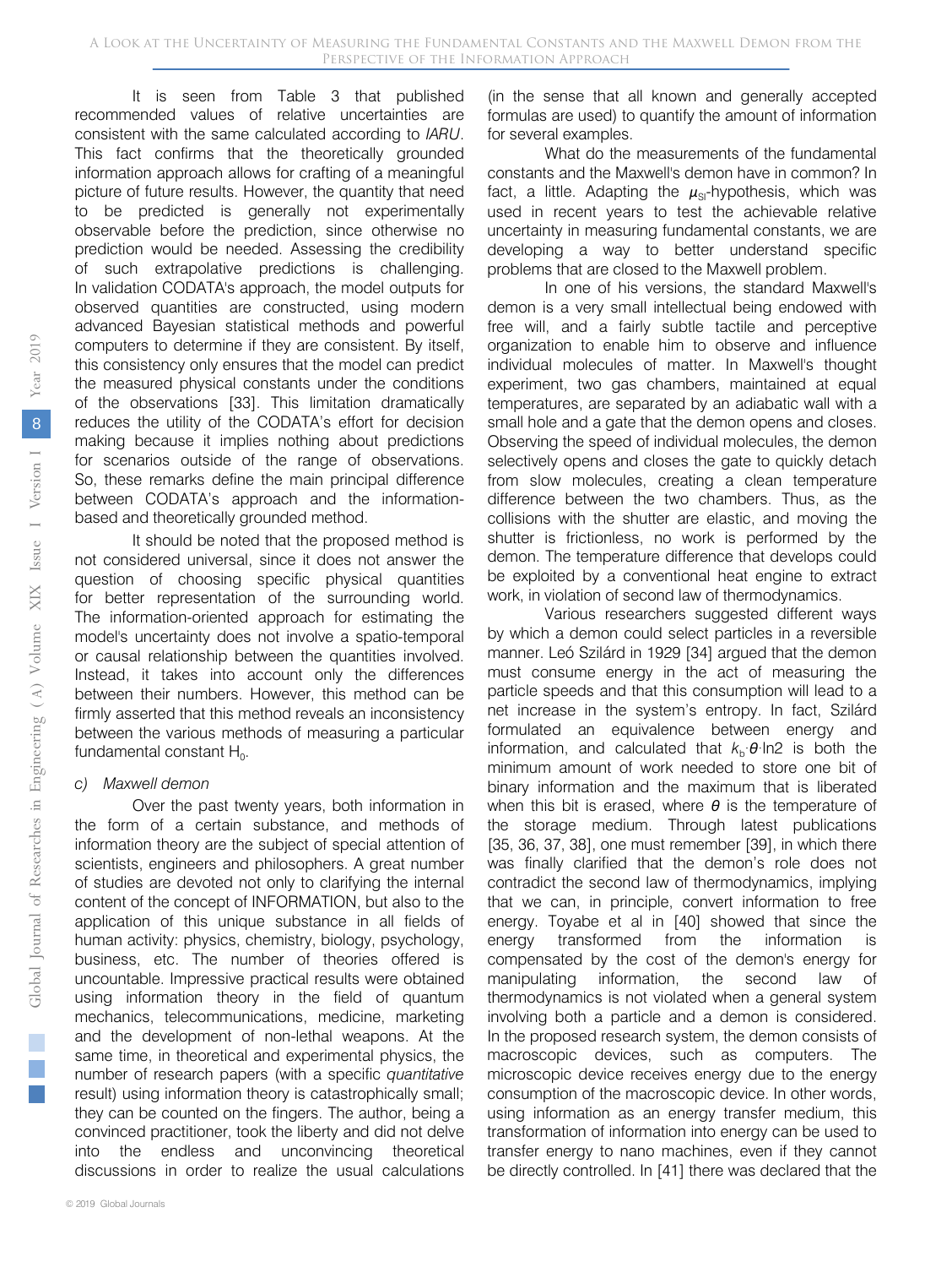It is seen from Table 3 that published recommended values of relative uncertainties are consistent with the same calculated according to *IARU*. This fact confirms that the theoretically grounded information approach allows for crafting of a meaningful picture of future results. However, the quantity that need to be predicted is generally not experimentally observable before the prediction, since otherwise no prediction would be needed. Assessing the credibility of such extrapolative predictions is challenging. In validation CODATA's approach, the model outputs for observed quantities are constructed, using modern advanced Bayesian statistical methods and powerful computers to determine if they are consistent. By itself, this consistency only ensures that the model can predict the measured physical constants under the conditions of the observations [33]. This limitation dramatically reduces the utility of the CODATA's effort for decision making because it implies nothing about predictions for scenarios outside of the range of observations. So, these remarks define the main principal difference between CODATA's approach and the information-based and theoretically grounded method.

It should be noted that the proposed method is not considered universal, since it does not answer the question of choosing specific physical quantities for better representation of the surrounding world. The information-oriented approach for estimating the model's uncertainty does not involve a spatio-temporal or causal relationship between the quantities involved. Instead, it takes into account only the differences between their numbers. However, this method can be firmly asserted that this method reveals an inconsistency between the various methods of measuring a particular fundamental constant $H_0$.

### c) *Maxwell demon*

Over the past twenty years, both information in the form of a certain substance, and methods of information theory are the subject of special attention of scientists, engineers and philosophers. A great number of studies are devoted not only to clarifying the internal content of the concept of INFORMATION, but also to the application of this unique substance in all fields of human activity: physics, chemistry, biology, psychology, business, etc. The number of theories offered is uncountable. Impressive practical results were obtained using information theory in the field of quantum mechanics, telecommunications, medicine, marketing and the development of non-lethal weapons. At the same time, in theoretical and experimental physics, the number of research papers (with a specific *quantitative* result) using information theory is catastrophically small; they can be counted on the fingers. The author, being a convinced practitioner, took the liberty and did not delve into the endless and unconvincing theoretical discussions in order to realize the usual calculations (in the sense that all known and generally accepted formulas are used) to quantify the amount of information for several examples.

What do the measurements of the fundamental constants and the Maxwell's demon have in common? In fact, a little. Adapting the $\mu_{SI}$-hypothesis, which was used in recent years to test the achievable relative uncertainty in measuring fundamental constants, we are developing a way to better understand specific problems that are closed to the Maxwell problem.

In one of his versions, the standard Maxwell's demon is a very small intellectual being endowed with free will, and a fairly subtle tactile and perceptive organization to enable him to observe and influence individual molecules of matter. In Maxwell's thought experiment, two gas chambers, maintained at equal temperatures, are separated by an adiabatic wall with a small hole and a gate that the demon opens and closes. Observing the speed of individual molecules, the demon selectively opens and closes the gate to quickly detach from slow molecules, creating a clean temperature difference between the two chambers. Thus, as the collisions with the shutter are elastic, and moving the shutter is frictionless, no work is performed by the demon. The temperature difference that develops could be exploited by a conventional heat engine to extract work, in violation of second law of thermodynamics.

Various researchers suggested different ways by which a demon could select particles in a reversible manner. Leó Szilárd in 1929 [34] argued that the demon must consume energy in the act of measuring the particle speeds and that this consumption will lead to a net increase in the system's entropy. In fact, Szilárd formulated an equivalence between energy and information, and calculated that $k_b \cdot \theta \cdot \ln 2$ is both the minimum amount of work needed to store one bit of binary information and the maximum that is liberated when this bit is erased, where $\theta$ is the temperature of the storage medium. Through latest publications [35, 36, 37, 38], one must remember [39], in which there was finally clarified that the demon's role does not contradict the second law of thermodynamics, implying that we can, in principle, convert information to free energy. Toyabe et al in [40] showed that since the energy transformed from the information is compensated by the cost of the demon's energy for manipulating information, the second law of thermodynamics is not violated when a general system involving both a particle and a demon is considered. In the proposed research system, the demon consists of macroscopic devices, such as computers. The microscopic device receives energy due to the energy consumption of the macroscopic device. In other words, using information as an energy transfer medium, this transformation of information into energy can be used to transfer energy to nano machines, even if they cannot be directly controlled. In [41] there was declared that the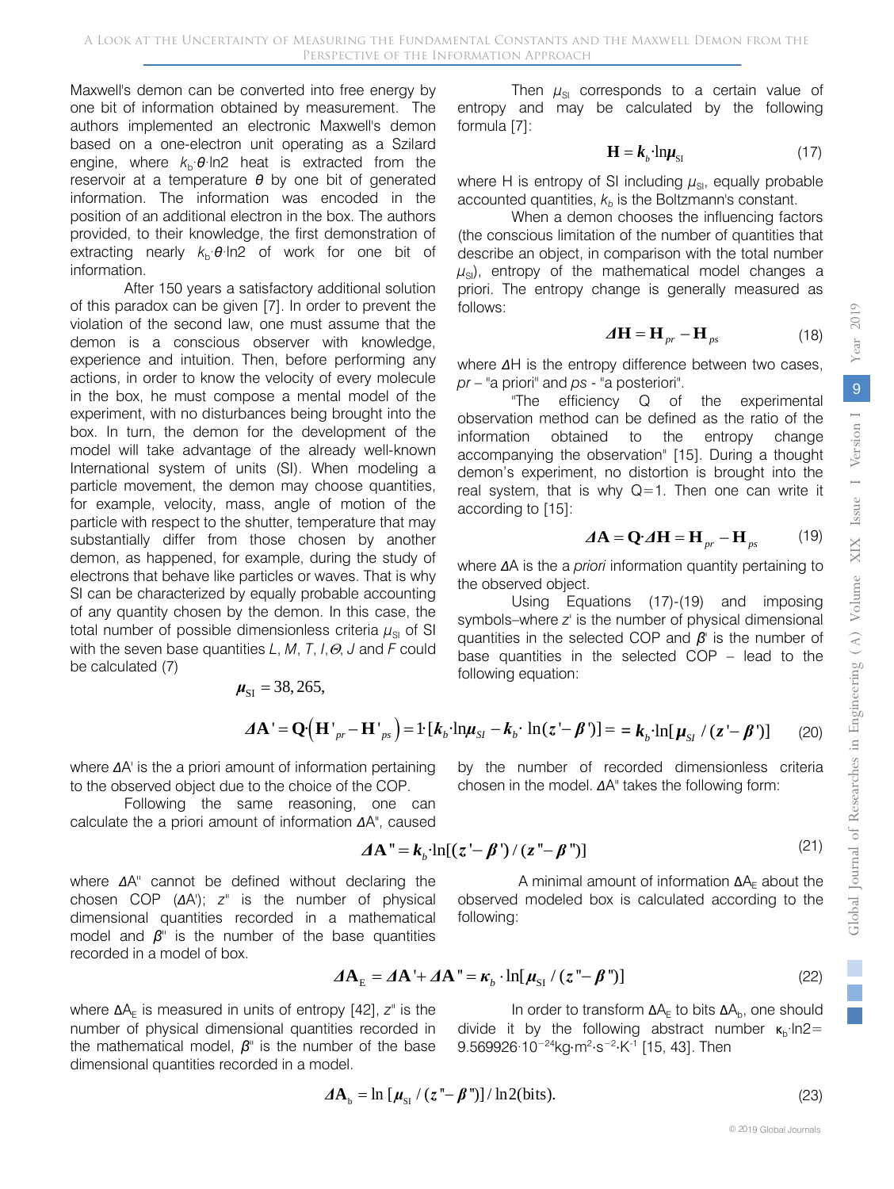Maxwell's demon can be converted into free energy by one bit of information obtained by measurement. The authors implemented an electronic Maxwell's demon based on a one-electron unit operating as a Szilard engine, where $k_b \cdot \theta \cdot \ln 2$ heat is extracted from the reservoir at a temperature $\theta$ by one bit of generated information. The information was encoded in the position of an additional electron in the box. The authors provided, to their knowledge, the first demonstration of extracting nearly $k_b \cdot \theta \cdot \ln 2$ of work for one bit of information.

After 150 years a satisfactory additional solution of this paradox can be given [7]. In order to prevent the violation of the second law, one must assume that the demon is a conscious observer with knowledge, experience and intuition. Then, before performing any actions, in order to know the velocity of every molecule in the box, he must compose a mental model of the experiment, with no disturbances being brought into the box. In turn, the demon for the development of the model will take advantage of the already well-known International system of units (SI). When modeling a particle movement, the demon may choose quantities, for example, velocity, mass, angle of motion of the particle with respect to the shutter, temperature that may substantially differ from those chosen by another demon, as happened, for example, during the study of electrons that behave like particles or waves. That is why SI can be characterized by equally probable accounting of any quantity chosen by the demon. In this case, the total number of possible dimensionless criteria $\mu_{SI}$ of SI with the seven base quantities $L$, $M$, $T$, $I$, $\Theta$, $J$ and $F$ could be calculated (7)

$$\mu_{SI} = 38,265,$$

Then $\mu_{SI}$ corresponds to a certain value of entropy and may be calculated by the following formula [7]:

$$\mathbf{H} = k_b \cdot \ln \mu_{SI} \tag{17}$$

where H is entropy of SI including $\mu_{SI}$, equally probable accounted quantities, $k_b$ is the Boltzmann's constant.

When a demon chooses the influencing factors (the conscious limitation of the number of quantities that describe an object, in comparison with the total number $\mu_{SI}$), entropy of the mathematical model changes a priori. The entropy change is generally measured as follows:

$$\Delta\mathbf{H} = \mathbf{H}_{pr} - \mathbf{H}_{ps} \tag{18}$$

where $\Delta$H is the entropy difference between two cases, *pr* – "a priori" and *ps* - "a posteriori".

"The efficiency Q of the experimental observation method can be defined as the ratio of the information obtained to the entropy change accompanying the observation" [15]. During a thought demon's experiment, no distortion is brought into the real system, that is why Q=1. Then one can write it according to [15]:

$$\Delta\mathbf{A} = \mathbf{Q} \cdot \Delta\mathbf{H} = \mathbf{H}_{pr} - \mathbf{H}_{ps} \tag{19}$$

where $\Delta$A is the *a priori* information quantity pertaining to the observed object.

Using Equations (17)-(19) and imposing symbols–where $z'$ is the number of physical dimensional quantities in the selected COP and $\beta'$ is the number of base quantities in the selected COP – lead to the following equation:

$$\Delta\mathbf{A}' = \mathbf{Q} \cdot (\mathbf{H}'_{pr} - \mathbf{H}'_{ps}) = 1 \cdot [k_b \cdot \ln \mu_{SI} - k_b \cdot \ln(z' - \beta')] = = k_b \cdot \ln[\mu_{SI} / (z' - \beta')] \tag{20}$$

where $\Delta$A' is the a priori amount of information pertaining to the observed object due to the choice of the COP.

Following the same reasoning, one can calculate the a priori amount of information $\Delta$A", caused by the number of recorded dimensionless criteria chosen in the model. $\Delta$A" takes the following form:

$$\Delta\mathbf{A}'' = k_b \cdot \ln[(z' - \beta') / (z'' - \beta'')] \tag{21}$$

where $\Delta$A" cannot be defined without declaring the chosen COP ($\Delta$A'); $z''$ is the number of physical dimensional quantities recorded in a mathematical model and $\beta''$ is the number of the base quantities recorded in a model of box.

A minimal amount of information $\Delta A_E$ about the observed modeled box is calculated according to the following:

$$\Delta\mathbf{A}_E = \Delta\mathbf{A}' + \Delta\mathbf{A}'' = \kappa_b \cdot \ln[\mu_{SI} / (z'' - \beta'')] \tag{22}$$

where $\Delta A_E$ is measured in units of entropy [42], $z''$ is the number of physical dimensional quantities recorded in the mathematical model, $\beta''$ is the number of the base dimensional quantities recorded in a model.

In order to transform $\Delta A_E$ to bits $\Delta A_b$, one should divide it by the following abstract number $\kappa_b \cdot \ln 2 = 9.569926 \cdot 10^{-24} kg \cdot m^2 \cdot s^{-2} \cdot K^{-1}$ [15, 43]. Then

$$\Delta\mathbf{A}_b = \ln[\mu_{SI} / (z'' - \beta'')] / \ln 2 (\text{bits}). \tag{23}$$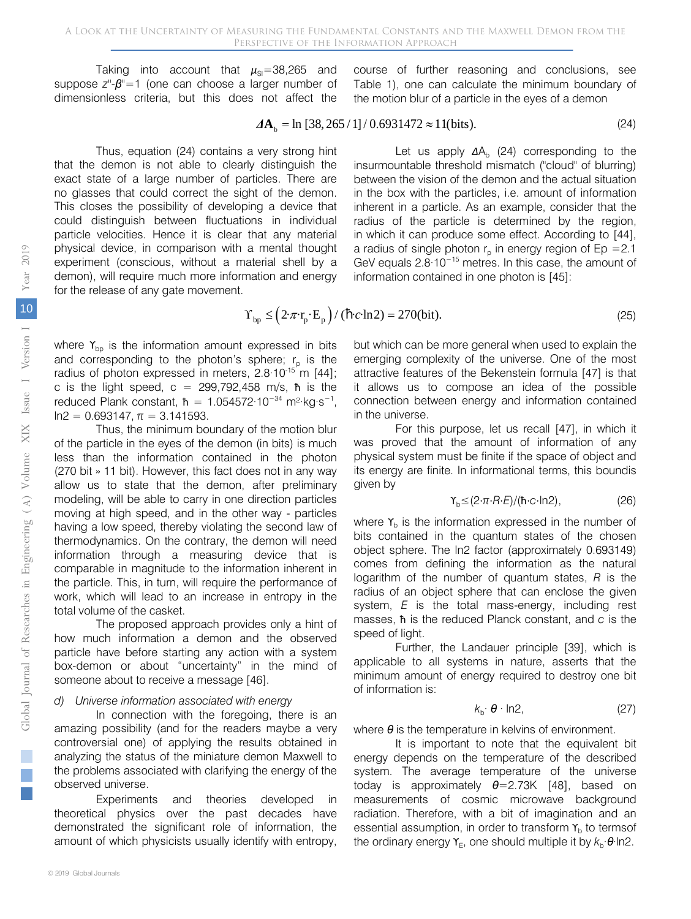Taking into account that $\mu_{SI}$=38,265 and suppose $z''$-$\beta''$=1 (one can choose a larger number of dimensionless criteria, but this does not affect the course of further reasoning and conclusions, see Table 1), one can calculate the minimum boundary of the motion blur of a particle in the eyes of a demon

$$\Delta \mathbf{A}_{b} = \ln [38,265 / 1] / 0.6931472 \approx 11 (\text{bits}). \tag{24}$$

Thus, equation (24) contains a very strong hint that the demon is not able to clearly distinguish the exact state of a large number of particles. There are no glasses that could correct the sight of the demon. This closes the possibility of developing a device that could distinguish between fluctuations in individual particle velocities. Hence it is clear that any material physical device, in comparison with a mental thought experiment (conscious, without a material shell by a demon), will require much more information and energy for the release of any gate movement.

Let us apply $\Delta A_b$ (24) corresponding to the insurmountable threshold mismatch ("cloud" of blurring) between the vision of the demon and the actual situation in the box with the particles, i.e. amount of information inherent in a particle. As an example, consider that the radius of the particle is determined by the region, in which it can produce some effect. According to [44], a radius of single photon $r_p$ in energy region of Ep =2.1 GeV equals $2.8 \cdot 10^{-15}$ metres. In this case, the amount of information contained in one photon is [45]:

$$\Upsilon_{bp} \leq \left(2 \cdot \pi \cdot r_p \cdot E_p\right) / (\hbar c \cdot \ln 2) = 270 (\text{bit}). \tag{25}$$

where $\Upsilon_{bp}$ is the information amount expressed in bits and corresponding to the photon's sphere; $r_p$ is the radius of photon expressed in meters, $2.8 \cdot 10^{-15}$ m [44]; c is the light speed, c = 299,792,458 m/s, ħ is the reduced Plank constant, ħ = $1.054572 \cdot 10^{-34}$ $m^2 \cdot kg \cdot s^{-1}$, ln2 = 0.693147, π = 3.141593.

Thus, the minimum boundary of the motion blur of the particle in the eyes of the demon (in bits) is much less than the information contained in the photon (270 bit » 11 bit). However, this fact does not in any way allow us to state that the demon, after preliminary modeling, will be able to carry in one direction particles moving at high speed, and in the other way - particles having a low speed, thereby violating the second law of thermodynamics. On the contrary, the demon will need information through a measuring device that is comparable in magnitude to the information inherent in the particle. This, in turn, will require the performance of work, which will lead to an increase in entropy in the total volume of the casket.

The proposed approach provides only a hint of how much information a demon and the observed particle have before starting any action with a system box-demon or about "uncertainty" in the mind of someone about to receive a message [46].

*d) Universe information associated with energy*

In connection with the foregoing, there is an amazing possibility (and for the readers maybe a very controversial one) of applying the results obtained in analyzing the status of the miniature demon Maxwell to the problems associated with clarifying the energy of the observed universe.

Experiments and theories developed in theoretical physics over the past decades have demonstrated the significant role of information, the amount of which physicists usually identify with entropy, but which can be more general when used to explain the emerging complexity of the universe. One of the most attractive features of the Bekenstein formula [47] is that it allows us to compose an idea of the possible connection between energy and information contained in the universe.

For this purpose, let us recall [47], in which it was proved that the amount of information of any physical system must be finite if the space of object and its energy are finite. In informational terms, this boundis given by

$$\Upsilon_b \leq (2 \cdot \pi \cdot R \cdot E) / (\hbar \cdot c \cdot \ln 2), \tag{26}$$

where $\Upsilon_b$ is the information expressed in the number of bits contained in the quantum states of the chosen object sphere. The ln2 factor (approximately 0.693149) comes from defining the information as the natural logarithm of the number of quantum states, $R$ is the radius of an object sphere that can enclose the given system, $E$ is the total mass-energy, including rest masses, ħ is the reduced Planck constant, and $c$ is the speed of light.

Further, the Landauer principle [39], which is applicable to all systems in nature, asserts that the minimum amount of energy required to destroy one bit of information is:

$$k_b \cdot \theta \cdot \ln 2, \tag{27}$$

where $\theta$ is the temperature in kelvins of environment.

It is important to note that the equivalent bit energy depends on the temperature of the described system. The average temperature of the universe today is approximately $\theta$=2.73K [48], based on measurements of cosmic microwave background radiation. Therefore, with a bit of imagination and an essential assumption, in order to transform $\Upsilon_b$ to termsof the ordinary energy $\Upsilon_E$, one should multiple it by $k_b \cdot \theta \cdot \ln 2$.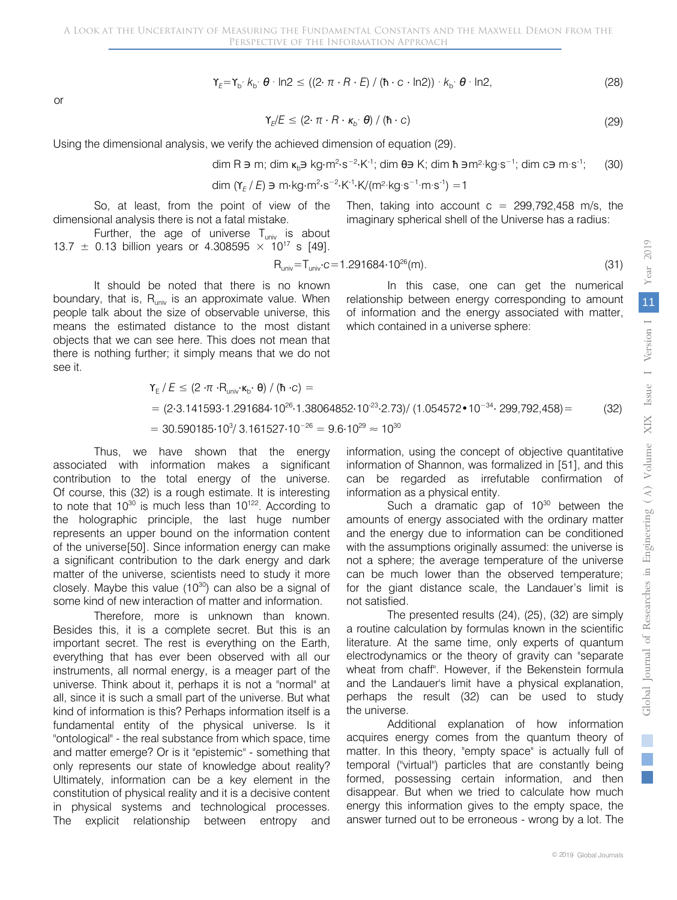$$\Upsilon_E = \Upsilon_b \cdot k_b \cdot \boldsymbol{\theta} \cdot \ln 2 \leq ((2 \cdot \pi \cdot R \cdot E) / (\hbar \cdot c \cdot \ln 2)) \cdot k_b \cdot \boldsymbol{\theta} \cdot \ln 2, \tag{28}$$

or

$$\Upsilon_E / E \leq (2 \cdot \pi \cdot R \cdot \kappa_b \cdot \boldsymbol{\theta}) / (\hbar \cdot c) \tag{29}$$

Using the dimensional analysis, we verify the achieved dimension of equation (29).

$$\dim R \ni \mathrm{m};\ \dim \kappa_b \ni \mathrm{kg \cdot m^2 \cdot s^{-2} \cdot K^{-1}};\ \dim \theta \ni \mathrm{K};\ \dim \hbar \ni \mathrm{m^2 \cdot kg \cdot s^{-1}};\ \dim c \ni \mathrm{m \cdot s^{-1}}; \tag{30}$$

$$\dim (\Upsilon_E / E) \ni \mathrm{m \cdot kg \cdot m^2 \cdot s^{-2} \cdot K^{-1} \cdot K / (m^2 \cdot kg \cdot s^{-1} \cdot m \cdot s^{-1})} = 1$$

So, at least, from the point of view of the dimensional analysis there is not a fatal mistake.

Further, the age of universe $T_{univ}$ is about 13.7 ± 0.13 billion years or $4.308595 \times 10^{17}$ s [49].

Then, taking into account c = 299,792,458 m/s, the imaginary spherical shell of the Universe has a radius:

$$R_{univ} = T_{univ} \cdot c = 1.291684 \cdot 10^{26} (\mathrm{m}). \tag{31}$$

It should be noted that there is no known boundary, that is, $R_{univ}$ is an approximate value. When people talk about the size of observable universe, this means the estimated distance to the most distant objects that we can see here. This does not mean that there is nothing further; it simply means that we do not see it.

In this case, one can get the numerical relationship between energy corresponding to amount of information and the energy associated with matter, which contained in a universe sphere:

$$\begin{aligned} \Upsilon_E / E &\leq (2 \cdot \pi \cdot R_{univ} \cdot \kappa_b \cdot \theta) / (\hbar \cdot c) = \\ &= (2 \cdot 3.141593 \cdot 1.291684 \cdot 10^{26} \cdot 1.38064852 \cdot 10^{-23} \cdot 2.73) / (1.054572 \cdot 10^{-34} \cdot 299{,}792{,}458) = \\ &= 30.590185 \cdot 10^{3} / 3.161527 \cdot 10^{-26} = 9.6 \cdot 10^{29} \approx 10^{30} \end{aligned} \tag{32}$$

Thus, we have shown that the energy associated with information makes a significant contribution to the total energy of the universe. Of course, this (32) is a rough estimate. It is interesting to note that $10^{30}$ is much less than $10^{122}$. According to the holographic principle, the last huge number represents an upper bound on the information content of the universe[50]. Since information energy can make a significant contribution to the dark energy and dark matter of the universe, scientists need to study it more closely. Maybe this value ($10^{30}$) can also be a signal of some kind of new interaction of matter and information.

Therefore, more is unknown than known. Besides this, it is a complete secret. But this is an important secret. The rest is everything on the Earth, everything that has ever been observed with all our instruments, all normal energy, is a meager part of the universe. Think about it, perhaps it is not a "normal" at all, since it is such a small part of the universe. But what kind of information is this? Perhaps information itself is a fundamental entity of the physical universe. Is it "ontological" - the real substance from which space, time and matter emerge? Or is it "epistemic" - something that only represents our state of knowledge about reality? Ultimately, information can be a key element in the constitution of physical reality and it is a decisive content in physical systems and technological processes. The explicit relationship between entropy and information, using the concept of objective quantitative information of Shannon, was formalized in [51], and this can be regarded as irrefutable confirmation of information as a physical entity.

Such a dramatic gap of $10^{30}$ between the amounts of energy associated with the ordinary matter and the energy due to information can be conditioned with the assumptions originally assumed: the universe is not a sphere; the average temperature of the universe can be much lower than the observed temperature; for the giant distance scale, the Landauer's limit is not satisfied.

The presented results (24), (25), (32) are simply a routine calculation by formulas known in the scientific literature. At the same time, only experts of quantum electrodynamics or the theory of gravity can "separate wheat from chaff". However, if the Bekenstein formula and the Landauer's limit have a physical explanation, perhaps the result (32) can be used to study the universe.

Additional explanation of how information acquires energy comes from the quantum theory of matter. In this theory, "empty space" is actually full of temporal ("virtual") particles that are constantly being formed, possessing certain information, and then disappear. But when we tried to calculate how much energy this information gives to the empty space, the answer turned out to be erroneous - wrong by a lot. The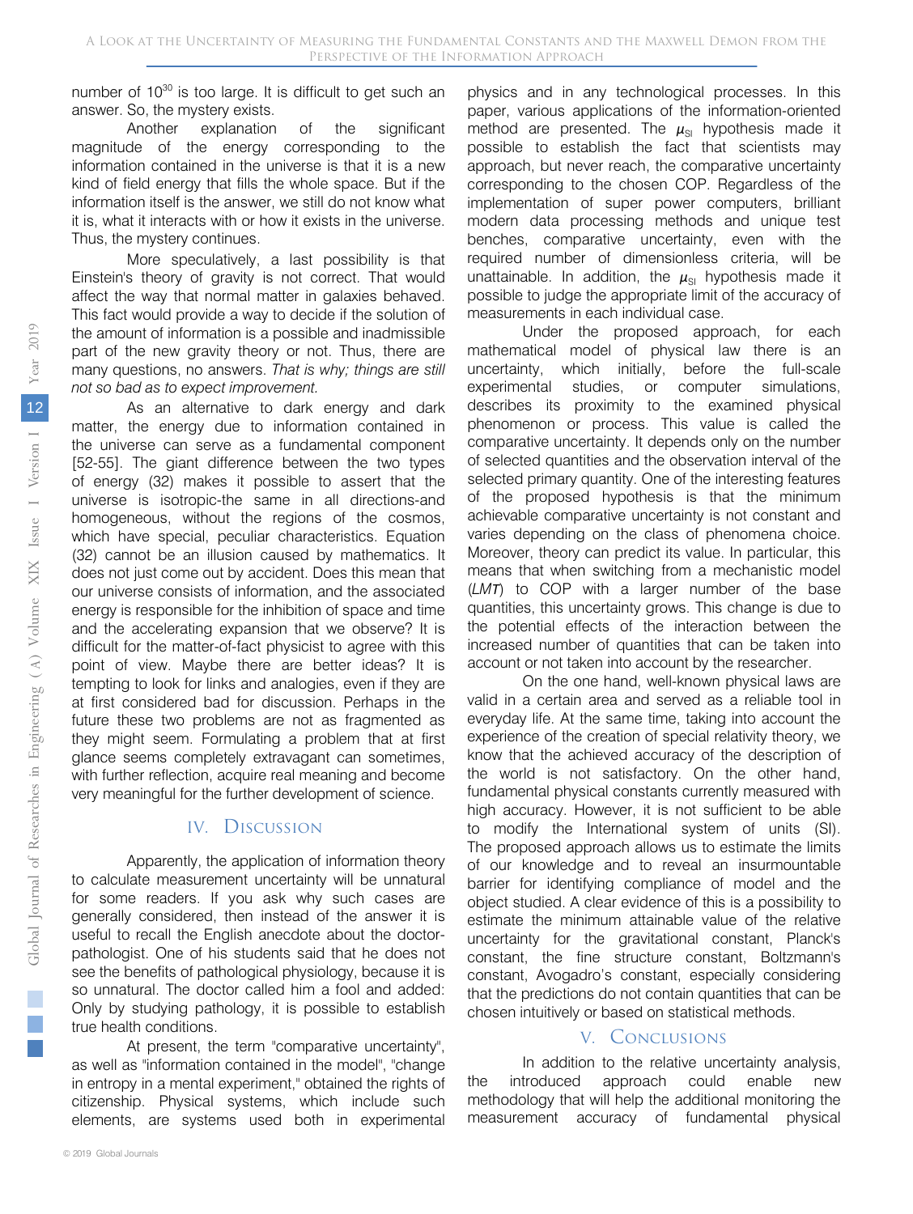number of $10^{30}$ is too large. It is difficult to get such an answer. So, the mystery exists.

Another explanation of the significant magnitude of the energy corresponding to the information contained in the universe is that it is a new kind of field energy that fills the whole space. But if the information itself is the answer, we still do not know what it is, what it interacts with or how it exists in the universe. Thus, the mystery continues.

More speculatively, a last possibility is that Einstein's theory of gravity is not correct. That would affect the way that normal matter in galaxies behaved. This fact would provide a way to decide if the solution of the amount of information is a possible and inadmissible part of the new gravity theory or not. Thus, there are many questions, no answers. *That is why; things are still not so bad as to expect improvement.*

As an alternative to dark energy and dark matter, the energy due to information contained in the universe can serve as a fundamental component [52-55]. The giant difference between the two types of energy (32) makes it possible to assert that the universe is isotropic-the same in all directions-and homogeneous, without the regions of the cosmos, which have special, peculiar characteristics. Equation (32) cannot be an illusion caused by mathematics. It does not just come out by accident. Does this mean that our universe consists of information, and the associated energy is responsible for the inhibition of space and time and the accelerating expansion that we observe? It is difficult for the matter-of-fact physicist to agree with this point of view. Maybe there are better ideas? It is tempting to look for links and analogies, even if they are at first considered bad for discussion. Perhaps in the future these two problems are not as fragmented as they might seem. Formulating a problem that at first glance seems completely extravagant can sometimes, with further reflection, acquire real meaning and become very meaningful for the further development of science.

## IV. Discussion

Apparently, the application of information theory to calculate measurement uncertainty will be unnatural for some readers. If you ask why such cases are generally considered, then instead of the answer it is useful to recall the English anecdote about the doctor-pathologist. One of his students said that he does not see the benefits of pathological physiology, because it is so unnatural. The doctor called him a fool and added: Only by studying pathology, it is possible to establish true health conditions.

At present, the term "comparative uncertainty", as well as "information contained in the model", "change in entropy in a mental experiment," obtained the rights of citizenship. Physical systems, which include such elements, are systems used both in experimental physics and in any technological processes. In this paper, various applications of the information-oriented method are presented. The $\mu_{SI}$ hypothesis made it possible to establish the fact that scientists may approach, but never reach, the comparative uncertainty corresponding to the chosen COP. Regardless of the implementation of super power computers, brilliant modern data processing methods and unique test benches, comparative uncertainty, even with the required number of dimensionless criteria, will be unattainable. In addition, the $\mu_{SI}$ hypothesis made it possible to judge the appropriate limit of the accuracy of measurements in each individual case.

Under the proposed approach, for each mathematical model of physical law there is an uncertainty, which initially, before the full-scale experimental studies, or computer simulations, describes its proximity to the examined physical phenomenon or process. This value is called the comparative uncertainty. It depends only on the number of selected quantities and the observation interval of the selected primary quantity. One of the interesting features of the proposed hypothesis is that the minimum achievable comparative uncertainty is not constant and varies depending on the class of phenomena choice. Moreover, theory can predict its value. In particular, this means that when switching from a mechanistic model (*LMT*) to COP with a larger number of the base quantities, this uncertainty grows. This change is due to the potential effects of the interaction between the increased number of quantities that can be taken into account or not taken into account by the researcher.

On the one hand, well-known physical laws are valid in a certain area and served as a reliable tool in everyday life. At the same time, taking into account the experience of the creation of special relativity theory, we know that the achieved accuracy of the description of the world is not satisfactory. On the other hand, fundamental physical constants currently measured with high accuracy. However, it is not sufficient to be able to modify the International system of units (SI). The proposed approach allows us to estimate the limits of our knowledge and to reveal an insurmountable barrier for identifying compliance of model and the object studied. A clear evidence of this is a possibility to estimate the minimum attainable value of the relative uncertainty for the gravitational constant, Planck's constant, the fine structure constant, Boltzmann's constant, Avogadro's constant, especially considering that the predictions do not contain quantities that can be chosen intuitively or based on statistical methods.

## V. Conclusions

In addition to the relative uncertainty analysis, the introduced approach could enable new methodology that will help the additional monitoring the measurement accuracy of fundamental physical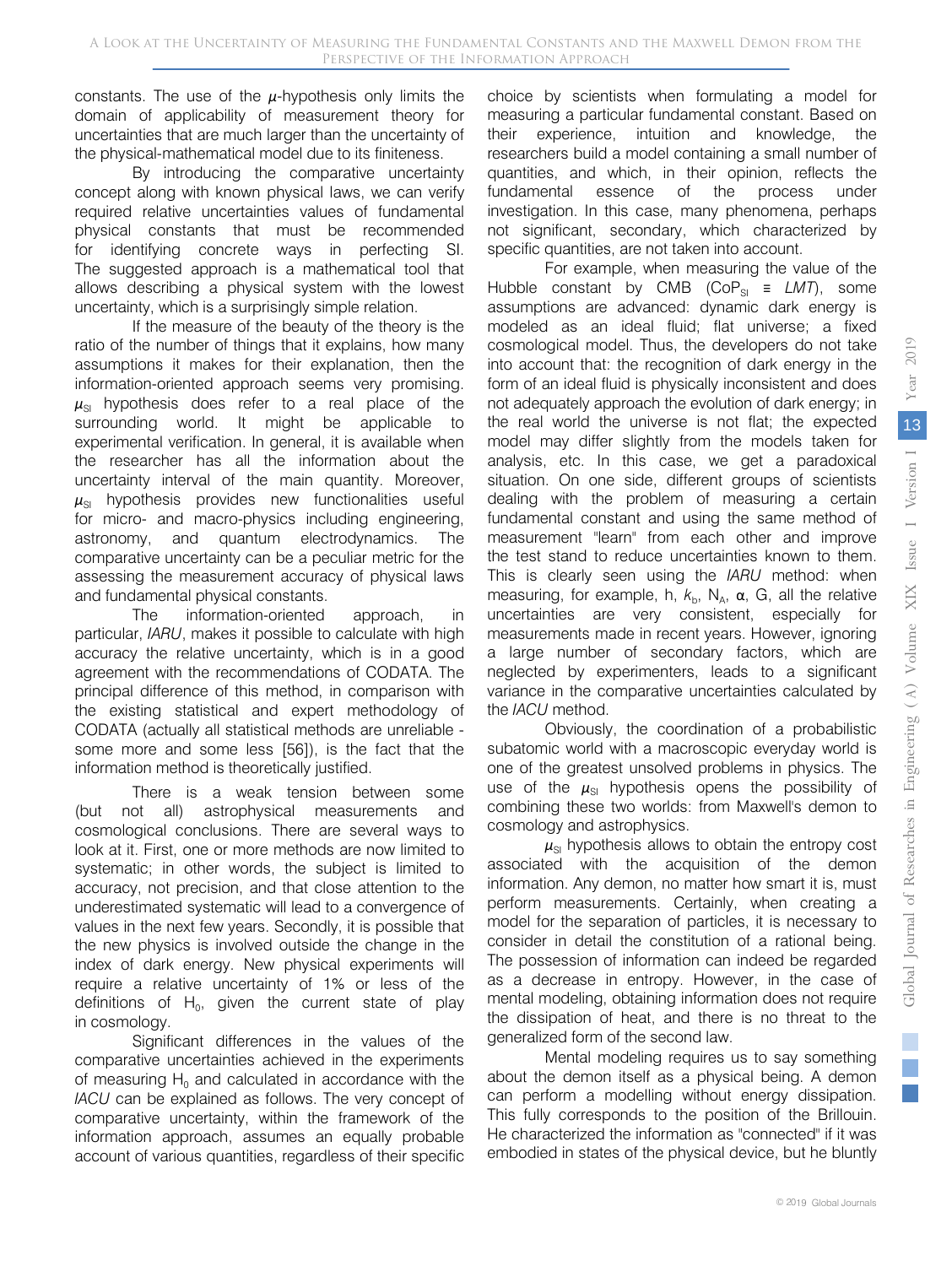constants. The use of the $\mu$-hypothesis only limits the domain of applicability of measurement theory for uncertainties that are much larger than the uncertainty of the physical-mathematical model due to its finiteness.

By introducing the comparative uncertainty concept along with known physical laws, we can verify required relative uncertainties values of fundamental physical constants that must be recommended for identifying concrete ways in perfecting SI. The suggested approach is a mathematical tool that allows describing a physical system with the lowest uncertainty, which is a surprisingly simple relation.

If the measure of the beauty of the theory is the ratio of the number of things that it explains, how many assumptions it makes for their explanation, then the information-oriented approach seems very promising. $\mu_{SI}$ hypothesis does refer to a real place of the surrounding world. It might be applicable to experimental verification. In general, it is available when the researcher has all the information about the uncertainty interval of the main quantity. Moreover, $\mu_{SI}$ hypothesis provides new functionalities useful for micro- and macro-physics including engineering, astronomy, and quantum electrodynamics. The comparative uncertainty can be a peculiar metric for the assessing the measurement accuracy of physical laws and fundamental physical constants.

The information-oriented approach, in particular, *IARU*, makes it possible to calculate with high accuracy the relative uncertainty, which is in a good agreement with the recommendations of CODATA. The principal difference of this method, in comparison with the existing statistical and expert methodology of CODATA (actually all statistical methods are unreliable - some more and some less [56]), is the fact that the information method is theoretically justified.

There is a weak tension between some (but not all) astrophysical measurements and cosmological conclusions. There are several ways to look at it. First, one or more methods are now limited to systematic; in other words, the subject is limited to accuracy, not precision, and that close attention to the underestimated systematic will lead to a convergence of values in the next few years. Secondly, it is possible that the new physics is involved outside the change in the index of dark energy. New physical experiments will require a relative uncertainty of 1% or less of the definitions of $H_0$, given the current state of play in cosmology.

Significant differences in the values of the comparative uncertainties achieved in the experiments of measuring $H_0$ and calculated in accordance with the *IACU* can be explained as follows. The very concept of comparative uncertainty, within the framework of the information approach, assumes an equally probable account of various quantities, regardless of their specific choice by scientists when formulating a model for measuring a particular fundamental constant. Based on their experience, intuition and knowledge, the researchers build a model containing a small number of quantities, and which, in their opinion, reflects the fundamental essence of the process under investigation. In this case, many phenomena, perhaps not significant, secondary, which characterized by specific quantities, are not taken into account.

For example, when measuring the value of the Hubble constant by CMB ($CoP_{SI} \equiv LMT$), some assumptions are advanced: dynamic dark energy is modeled as an ideal fluid; flat universe; a fixed cosmological model. Thus, the developers do not take into account that: the recognition of dark energy in the form of an ideal fluid is physically inconsistent and does not adequately approach the evolution of dark energy; in the real world the universe is not flat; the expected model may differ slightly from the models taken for analysis, etc. In this case, we get a paradoxical situation. On one side, different groups of scientists dealing with the problem of measuring a certain fundamental constant and using the same method of measurement "learn" from each other and improve the test stand to reduce uncertainties known to them. This is clearly seen using the *IARU* method: when measuring, for example, h, $k_b$, $N_A$, $\alpha$, G, all the relative uncertainties are very consistent, especially for measurements made in recent years. However, ignoring a large number of secondary factors, which are neglected by experimenters, leads to a significant variance in the comparative uncertainties calculated by the *IACU* method.

Obviously, the coordination of a probabilistic subatomic world with a macroscopic everyday world is one of the greatest unsolved problems in physics. The use of the $\mu_{SI}$ hypothesis opens the possibility of combining these two worlds: from Maxwell's demon to cosmology and astrophysics.

$\mu_{SI}$ hypothesis allows to obtain the entropy cost associated with the acquisition of the demon information. Any demon, no matter how smart it is, must perform measurements. Certainly, when creating a model for the separation of particles, it is necessary to consider in detail the constitution of a rational being. The possession of information can indeed be regarded as a decrease in entropy. However, in the case of mental modeling, obtaining information does not require the dissipation of heat, and there is no threat to the generalized form of the second law.

Mental modeling requires us to say something about the demon itself as a physical being. A demon can perform a modelling without energy dissipation. This fully corresponds to the position of the Brillouin. He characterized the information as "connected" if it was embodied in states of the physical device, but he bluntly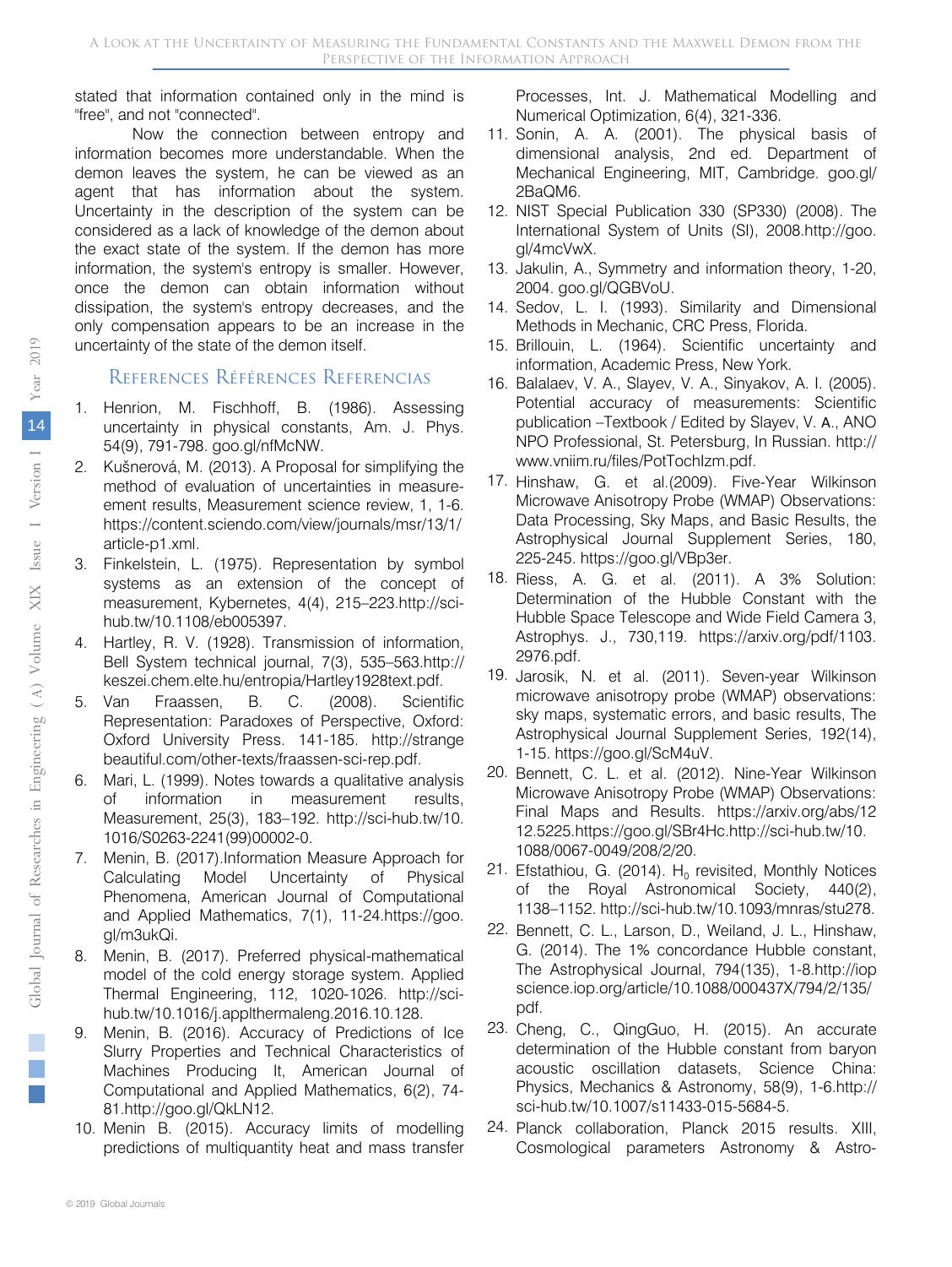stated that information contained only in the mind is "free", and not "connected".

Now the connection between entropy and information becomes more understandable. When the demon leaves the system, he can be viewed as an agent that has information about the system. Uncertainty in the description of the system can be considered as a lack of knowledge of the demon about the exact state of the system. If the demon has more information, the system's entropy is smaller. However, once the demon can obtain information without dissipation, the system's entropy decreases, and the only compensation appears to be an increase in the uncertainty of the state of the demon itself.

## References Références Referencias

1. Henrion, M. Fischhoff, B. (1986). Assessing uncertainty in physical constants, Am. J. Phys. 54(9), 791-798. goo.gl/nfMcNW.
2. Kušnerová, M. (2013). A Proposal for simplifying the method of evaluation of uncertainties in measure-ement results, Measurement science review, 1, 1-6. https://content.sciendo.com/view/journals/msr/13/1/article-p1.xml.
3. Finkelstein, L. (1975). Representation by symbol systems as an extension of the concept of measurement, Kybernetes, 4(4), 215–223.http://sci-hub.tw/10.1108/eb005397.
4. Hartley, R. V. (1928). Transmission of information, Bell System technical journal, 7(3), 535–563.http://keszei.chem.elte.hu/entropia/Hartley1928text.pdf.
5. Van Fraassen, B. C. (2008). Scientific Representation: Paradoxes of Perspective, Oxford: Oxford University Press. 141-185. http://strangebeautiful.com/other-texts/fraassen-sci-rep.pdf.
6. Mari, L. (1999). Notes towards a qualitative analysis of information in measurement results, Measurement, 25(3), 183–192. http://sci-hub.tw/10.1016/S0263-2241(99)00002-0.
7. Menin, B. (2017).Information Measure Approach for Calculating Model Uncertainty of Physical Phenomena, American Journal of Computational and Applied Mathematics, 7(1), 11-24.https://goo.gl/m3ukQi.
8. Menin, B. (2017). Preferred physical-mathematical model of the cold energy storage system. Applied Thermal Engineering, 112, 1020-1026. http://sci-hub.tw/10.1016/j.applthermaleng.2016.10.128.
9. Menin, B. (2016). Accuracy of Predictions of Ice Slurry Properties and Technical Characteristics of Machines Producing It, American Journal of Computational and Applied Mathematics, 6(2), 74-81.http://goo.gl/QkLN12.
10. Menin B. (2015). Accuracy limits of modelling predictions of multiquantity heat and mass transfer Processes, Int. J. Mathematical Modelling and Numerical Optimization, 6(4), 321-336.
11. Sonin, A. A. (2001). The physical basis of dimensional analysis, 2nd ed. Department of Mechanical Engineering, MIT, Cambridge. goo.gl/2BaQM6.
12. NIST Special Publication 330 (SP330) (2008). The International System of Units (SI), 2008.http://goo.gl/4mcVwX.
13. Jakulin, A., Symmetry and information theory, 1-20, 2004. goo.gl/QGBVoU.
14. Sedov, L. I. (1993). Similarity and Dimensional Methods in Mechanic, CRC Press, Florida.
15. Brillouin, L. (1964). Scientific uncertainty and information, Academic Press, New York.
16. Balalaev, V. A., Slayev, V. A., Sinyakov, A. I. (2005). Potential accuracy of measurements: Scientific publication –Textbook / Edited by Slayev, V. A., ANO NPO Professional, St. Petersburg, In Russian. http://www.vniim.ru/files/PotTochIzm.pdf.
17. Hinshaw, G. et al.(2009). Five-Year Wilkinson Microwave Anisotropy Probe (WMAP) Observations: Data Processing, Sky Maps, and Basic Results, the Astrophysical Journal Supplement Series, 180, 225-245. https://goo.gl/VBp3er.
18. Riess, A. G. et al. (2011). A 3% Solution: Determination of the Hubble Constant with the Hubble Space Telescope and Wide Field Camera 3, Astrophys. J., 730,119. https://arxiv.org/pdf/1103.2976.pdf.
19. Jarosik, N. et al. (2011). Seven-year Wilkinson microwave anisotropy probe (WMAP) observations: sky maps, systematic errors, and basic results, The Astrophysical Journal Supplement Series, 192(14), 1-15. https://goo.gl/ScM4uV.
20. Bennett, C. L. et al. (2012). Nine-Year Wilkinson Microwave Anisotropy Probe (WMAP) Observations: Final Maps and Results. https://arxiv.org/abs/1212.5225.https://goo.gl/SBr4Hc.http://sci-hub.tw/10.1088/0067-0049/208/2/20.
21. Efstathiou, G. (2014). $H_0$ revisited, Monthly Notices of the Royal Astronomical Society, 440(2), 1138–1152. http://sci-hub.tw/10.1093/mnras/stu278.
22. Bennett, C. L., Larson, D., Weiland, J. L., Hinshaw, G. (2014). The 1% concordance Hubble constant, The Astrophysical Journal, 794(135), 1-8.http://iopscience.iop.org/article/10.1088/000437X/794/2/135/pdf.
23. Cheng, C., QingGuo, H. (2015). An accurate determination of the Hubble constant from baryon acoustic oscillation datasets, Science China: Physics, Mechanics & Astronomy, 58(9), 1-6.http://sci-hub.tw/10.1007/s11433-015-5684-5.
24. Planck collaboration, Planck 2015 results. XIII, Cosmological parameters Astronomy & Astro-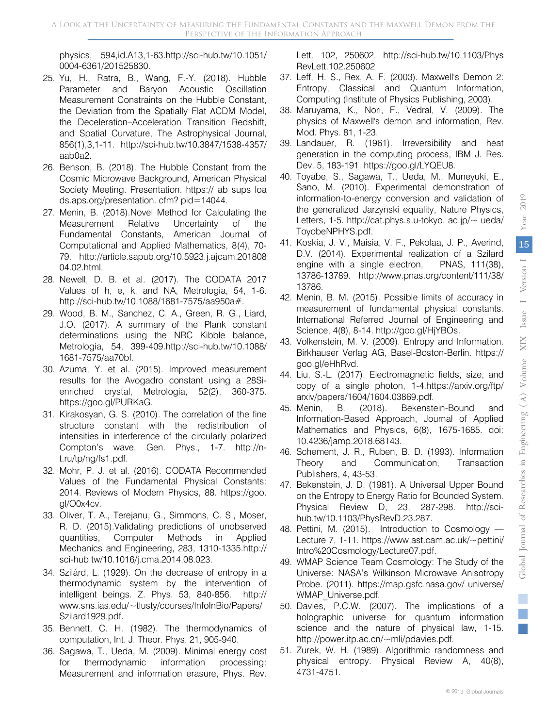physics, 594,id.A13,1-63.http://sci-hub.tw/10.1051/0004-6361/201525830.

25. Yu, H., Ratra, B., Wang, F.-Y. (2018). Hubble Parameter and Baryon Acoustic Oscillation Measurement Constraints on the Hubble Constant, the Deviation from the Spatially Flat ΛCDM Model, the Deceleration–Acceleration Transition Redshift, and Spatial Curvature, The Astrophysical Journal, 856(1),3,1-11. http://sci-hub.tw/10.3847/1538-4357/aab0a2.
26. Benson, B. (2018). The Hubble Constant from the Cosmic Microwave Background, American Physical Society Meeting. Presentation. https:// ab sups loa ds.aps.org/presentation. cfm? pid=14044.
27. Menin, B. (2018).Novel Method for Calculating the Measurement Relative Uncertainty of the Fundamental Constants, American Journal of Computational and Applied Mathematics, 8(4), 70-79. http://article.sapub.org/10.5923.j.ajcam.20180804.02.html.
28. Newell, D. B. et al. (2017). The CODATA 2017 Values of h, e, k, and NA, Metrologia, 54, 1-6. http://sci-hub.tw/10.1088/1681-7575/aa950a#.
29. Wood, B. M., Sanchez, C. A., Green, R. G., Liard, J.O. (2017). A summary of the Plank constant determinations using the NRC Kibble balance, Metrologia, 54, 399-409.http://sci-hub.tw/10.1088/1681-7575/aa70bf.
30. Azuma, Y. et al. (2015). Improved measurement results for the Avogadro constant using a 28Si-enriched crystal, Metrologia, 52(2), 360-375. https://goo.gl/PURKaG.
31. Kirakosyan, G. S. (2010). The correlation of the fine structure constant with the redistribution of intensities in interference of the circularly polarized Compton's wave, Gen. Phys., 1-7. http://n-t.ru/tp/ng/fs1.pdf.
32. Mohr, P. J. et al. (2016). CODATA Recommended Values of the Fundamental Physical Constants: 2014. Reviews of Modern Physics, 88. https://goo.gl/O0x4cv.
33. Oliver, T. A., Terejanu, G., Simmons, C. S., Moser, R. D. (2015).Validating predictions of unobserved quantities, Computer Methods in Applied Mechanics and Engineering, 283, 1310-1335.http://sci-hub.tw/10.1016/j.cma.2014.08.023.
34. Szilárd, L. (1929). On the decrease of entropy in a thermodynamic system by the intervention of intelligent beings. Z. Phys. 53, 840-856. http://www.sns.ias.edu/~tlusty/courses/InfoInBio/Papers/Szilard1929.pdf.
35. Bennett, C. H. (1982). The thermodynamics of computation, Int. J. Theor. Phys. 21, 905-940.
36. Sagawa, T., Ueda, M. (2009). Minimal energy cost for thermodynamic information processing: Measurement and information erasure, Phys. Rev. Lett. 102, 250602. http://sci-hub.tw/10.1103/PhysRevLett.102.250602
37. Leff, H. S., Rex, A. F. (2003). Maxwell's Demon 2: Entropy, Classical and Quantum Information, Computing (Institute of Physics Publishing, 2003).
38. Maruyama, K., Nori, F., Vedral, V. (2009). The physics of Maxwell's demon and information, Rev. Mod. Phys. 81, 1-23.
39. Landauer, R. (1961). Irreversibility and heat generation in the computing process, IBM J. Res. Dev. 5, 183-191. https://goo.gl/LYQEU8.
40. Toyabe, S., Sagawa, T., Ueda, M., Muneyuki, E., Sano, M. (2010). Experimental demonstration of information-to-energy conversion and validation of the generalized Jarzynski equality, Nature Physics, Letters, 1-5. http://cat.phys.s.u-tokyo. ac.jp/~ ueda/ToyoboNPHYS.pdf.
41. Koskia, J. V., Maisia, V. F., Pekolaa, J. P., Averind, D.V. (2014). Experimental realization of a Szilard engine with a single electron, PNAS, 111(38), 13786-13789. http://www.pnas.org/content/111/38/13786.
42. Menin, B. M. (2015). Possible limits of accuracy in measurement of fundamental physical constants. International Referred Journal of Engineering and Science, 4(8), 8-14. http://goo.gl/HjYBOs.
43. Volkenstein, M. V. (2009). Entropy and Information. Birkhauser Verlag AG, Basel-Boston-Berlin. https://goo.gl/eHhRvd.
44. Liu, S.-L. (2017). Electromagnetic fields, size, and copy of a single photon, 1-4.https://arxiv.org/ftp/arxiv/papers/1604/1604.03869.pdf.
45. Menin, B. (2018). Bekenstein-Bound and Information-Based Approach, Journal of Applied Mathematics and Physics, 6(8), 1675-1685. doi: 10.4236/jamp.2018.68143.
46. Schement, J. R., Ruben, B. D. (1993). Information Theory and Communication, Transaction Publishers, 4, 43-53.
47. Bekenstein, J. D. (1981). A Universal Upper Bound on the Entropy to Energy Ratio for Bounded System. Physical Review D, 23, 287-298. http://sci-hub.tw/10.1103/PhysRevD.23.287.
48. Pettini, M. (2015). Introduction to Cosmology — Lecture 7, 1-11. https://www.ast.cam.ac.uk/~pettini/Intro%20Cosmology/Lecture07.pdf.
49. WMAP Science Team Cosmology: The Study of the Universe: NASA's Wilkinson Microwave Anisotropy Probe. (2011). https://map.gsfc.nasa.gov/ universe/WMAP_Universe.pdf.
50. Davies, P.C.W. (2007). The implications of a holographic universe for quantum information science and the nature of physical law, 1-15. http://power.itp.ac.cn/~mli/pdavies.pdf.
51. Zurek, W. H. (1989). Algorithmic randomness and physical entropy. Physical Review A, 40(8), 4731-4751.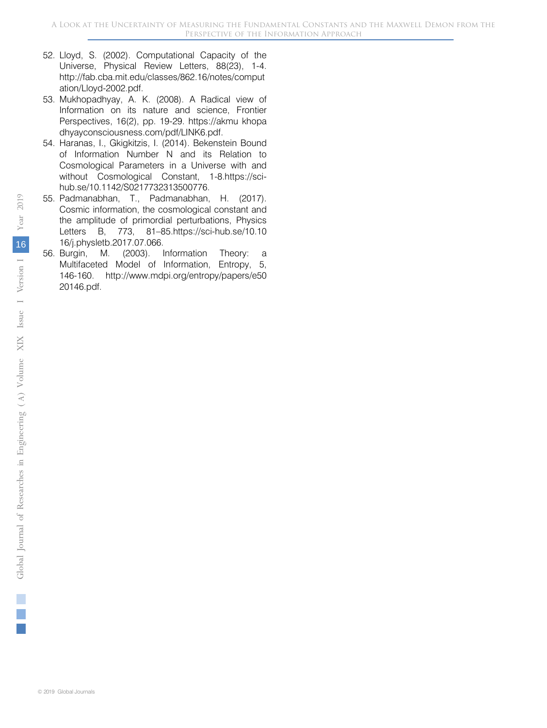52. Lloyd, S. (2002). Computational Capacity of the Universe, Physical Review Letters, 88(23), 1-4. http://fab.cba.mit.edu/classes/862.16/notes/computation/Lloyd-2002.pdf.
53. Mukhopadhyay, A. K. (2008). A Radical view of Information on its nature and science, Frontier Perspectives, 16(2), pp. 19-29. https://akmukhopadhyayconsciousness.com/pdf/LINK6.pdf.
54. Haranas, I., Gkigkitzis, I. (2014). Bekenstein Bound of Information Number N and its Relation to Cosmological Parameters in a Universe with and without Cosmological Constant, 1-8.https://sci-hub.se/10.1142/S0217732313500776.
55. Padmanabhan, T., Padmanabhan, H. (2017). Cosmic information, the cosmological constant and the amplitude of primordial perturbations, Physics Letters B, 773, 81–85.https://sci-hub.se/10.1016/j.physletb.2017.07.066.
56. Burgin, M. (2003). Information Theory: a Multifaceted Model of Information, Entropy, 5, 146-160. http://www.mdpi.org/entropy/papers/e5020146.pdf.